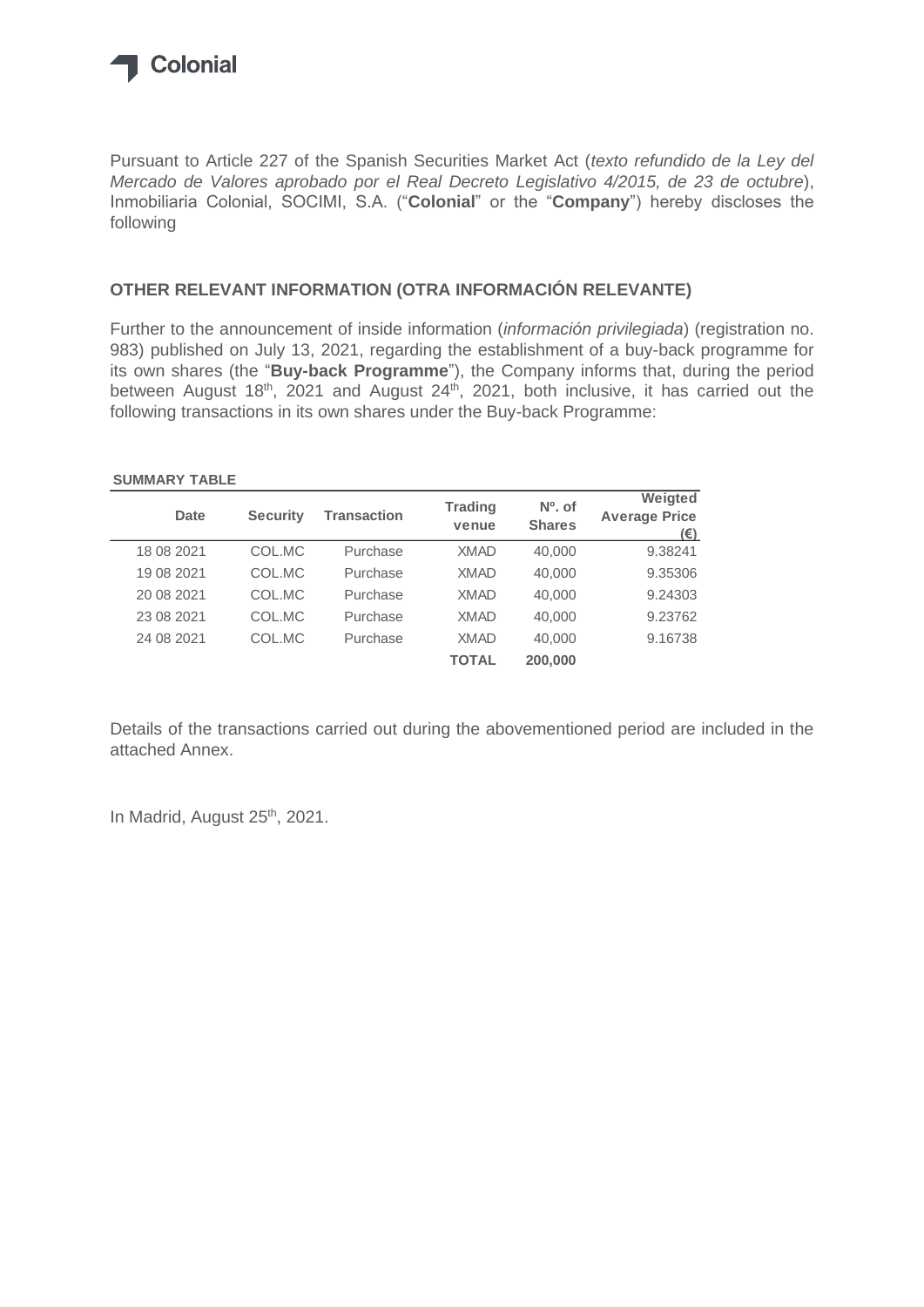Colonial

Pursuant to Article 227 of the Spanish Securities Market Act (*texto refundido de la Ley del Mercado de Valores aprobado por el Real Decreto Legislativo 4/2015, de 23 de octubre*), Inmobiliaria Colonial, SOCIMI, S.A. ("**Colonial**" or the "**Company**") hereby discloses the following

## OTHER RELEVANT INFORMATION (OTRA INFORMACIÓN RELEVANTE)

Further to the announcement of inside information (*información privilegiada*) (registration no. 983) published on July 13, 2021, regarding the establishment of a buy-back programme for its own shares (the "**Buy-back Programme**"), the Company informs that, during the period between August 18th, 2021 and August 24th, 2021, both inclusive, it has carried out the following transactions in its own shares under the Buy-back Programme:

**SUMMARY TABLE**

| Date | Security | Transaction | Trading venue | Nº. of Shares | Weigted Average Price (€) |
|---|---|---|---|---|---|
| 18 08 2021 | COL.MC | Purchase | XMAD | 40,000 | 9.38241 |
| 19 08 2021 | COL.MC | Purchase | XMAD | 40,000 | 9.35306 |
| 20 08 2021 | COL.MC | Purchase | XMAD | 40,000 | 9.24303 |
| 23 08 2021 | COL.MC | Purchase | XMAD | 40,000 | 9.23762 |
| 24 08 2021 | COL.MC | Purchase | XMAD | 40,000 | 9.16738 |
| | | | **TOTAL** | **200,000** | |

Details of the transactions carried out during the abovementioned period are included in the attached Annex.

In Madrid, August 25th, 2021.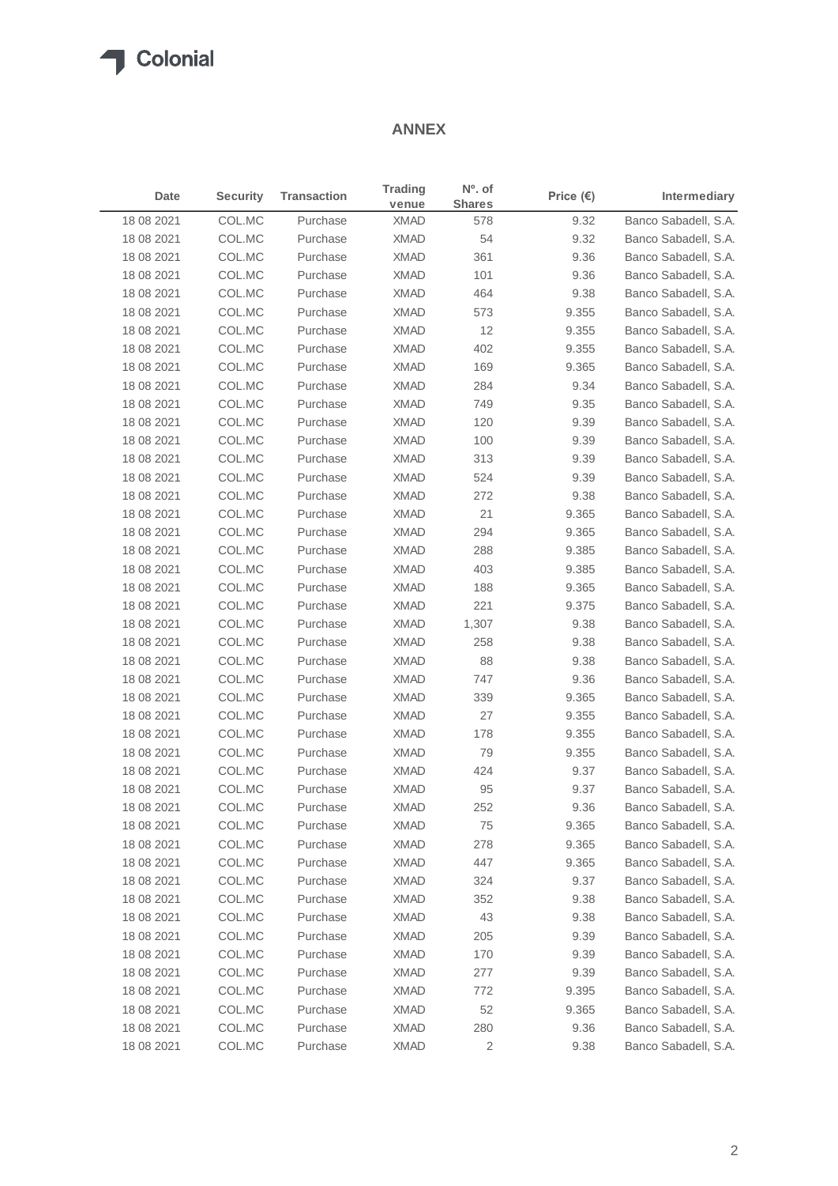Colonial

## ANNEX

| Date | Security | Transaction | Trading venue | Nº. of Shares | Price (€) | Intermediary |
|---|---|---|---|---|---|---|
| 18 08 2021 | COL.MC | Purchase | XMAD | 578 | 9.32 | Banco Sabadell, S.A. |
| 18 08 2021 | COL.MC | Purchase | XMAD | 54 | 9.32 | Banco Sabadell, S.A. |
| 18 08 2021 | COL.MC | Purchase | XMAD | 361 | 9.36 | Banco Sabadell, S.A. |
| 18 08 2021 | COL.MC | Purchase | XMAD | 101 | 9.36 | Banco Sabadell, S.A. |
| 18 08 2021 | COL.MC | Purchase | XMAD | 464 | 9.38 | Banco Sabadell, S.A. |
| 18 08 2021 | COL.MC | Purchase | XMAD | 573 | 9.355 | Banco Sabadell, S.A. |
| 18 08 2021 | COL.MC | Purchase | XMAD | 12 | 9.355 | Banco Sabadell, S.A. |
| 18 08 2021 | COL.MC | Purchase | XMAD | 402 | 9.355 | Banco Sabadell, S.A. |
| 18 08 2021 | COL.MC | Purchase | XMAD | 169 | 9.365 | Banco Sabadell, S.A. |
| 18 08 2021 | COL.MC | Purchase | XMAD | 284 | 9.34 | Banco Sabadell, S.A. |
| 18 08 2021 | COL.MC | Purchase | XMAD | 749 | 9.35 | Banco Sabadell, S.A. |
| 18 08 2021 | COL.MC | Purchase | XMAD | 120 | 9.39 | Banco Sabadell, S.A. |
| 18 08 2021 | COL.MC | Purchase | XMAD | 100 | 9.39 | Banco Sabadell, S.A. |
| 18 08 2021 | COL.MC | Purchase | XMAD | 313 | 9.39 | Banco Sabadell, S.A. |
| 18 08 2021 | COL.MC | Purchase | XMAD | 524 | 9.39 | Banco Sabadell, S.A. |
| 18 08 2021 | COL.MC | Purchase | XMAD | 272 | 9.38 | Banco Sabadell, S.A. |
| 18 08 2021 | COL.MC | Purchase | XMAD | 21 | 9.365 | Banco Sabadell, S.A. |
| 18 08 2021 | COL.MC | Purchase | XMAD | 294 | 9.365 | Banco Sabadell, S.A. |
| 18 08 2021 | COL.MC | Purchase | XMAD | 288 | 9.385 | Banco Sabadell, S.A. |
| 18 08 2021 | COL.MC | Purchase | XMAD | 403 | 9.385 | Banco Sabadell, S.A. |
| 18 08 2021 | COL.MC | Purchase | XMAD | 188 | 9.365 | Banco Sabadell, S.A. |
| 18 08 2021 | COL.MC | Purchase | XMAD | 221 | 9.375 | Banco Sabadell, S.A. |
| 18 08 2021 | COL.MC | Purchase | XMAD | 1,307 | 9.38 | Banco Sabadell, S.A. |
| 18 08 2021 | COL.MC | Purchase | XMAD | 258 | 9.38 | Banco Sabadell, S.A. |
| 18 08 2021 | COL.MC | Purchase | XMAD | 88 | 9.38 | Banco Sabadell, S.A. |
| 18 08 2021 | COL.MC | Purchase | XMAD | 747 | 9.36 | Banco Sabadell, S.A. |
| 18 08 2021 | COL.MC | Purchase | XMAD | 339 | 9.365 | Banco Sabadell, S.A. |
| 18 08 2021 | COL.MC | Purchase | XMAD | 27 | 9.355 | Banco Sabadell, S.A. |
| 18 08 2021 | COL.MC | Purchase | XMAD | 178 | 9.355 | Banco Sabadell, S.A. |
| 18 08 2021 | COL.MC | Purchase | XMAD | 79 | 9.355 | Banco Sabadell, S.A. |
| 18 08 2021 | COL.MC | Purchase | XMAD | 424 | 9.37 | Banco Sabadell, S.A. |
| 18 08 2021 | COL.MC | Purchase | XMAD | 95 | 9.37 | Banco Sabadell, S.A. |
| 18 08 2021 | COL.MC | Purchase | XMAD | 252 | 9.36 | Banco Sabadell, S.A. |
| 18 08 2021 | COL.MC | Purchase | XMAD | 75 | 9.365 | Banco Sabadell, S.A. |
| 18 08 2021 | COL.MC | Purchase | XMAD | 278 | 9.365 | Banco Sabadell, S.A. |
| 18 08 2021 | COL.MC | Purchase | XMAD | 447 | 9.365 | Banco Sabadell, S.A. |
| 18 08 2021 | COL.MC | Purchase | XMAD | 324 | 9.37 | Banco Sabadell, S.A. |
| 18 08 2021 | COL.MC | Purchase | XMAD | 352 | 9.38 | Banco Sabadell, S.A. |
| 18 08 2021 | COL.MC | Purchase | XMAD | 43 | 9.38 | Banco Sabadell, S.A. |
| 18 08 2021 | COL.MC | Purchase | XMAD | 205 | 9.39 | Banco Sabadell, S.A. |
| 18 08 2021 | COL.MC | Purchase | XMAD | 170 | 9.39 | Banco Sabadell, S.A. |
| 18 08 2021 | COL.MC | Purchase | XMAD | 277 | 9.39 | Banco Sabadell, S.A. |
| 18 08 2021 | COL.MC | Purchase | XMAD | 772 | 9.395 | Banco Sabadell, S.A. |
| 18 08 2021 | COL.MC | Purchase | XMAD | 52 | 9.365 | Banco Sabadell, S.A. |
| 18 08 2021 | COL.MC | Purchase | XMAD | 280 | 9.36 | Banco Sabadell, S.A. |
| 18 08 2021 | COL.MC | Purchase | XMAD | 2 | 9.38 | Banco Sabadell, S.A. |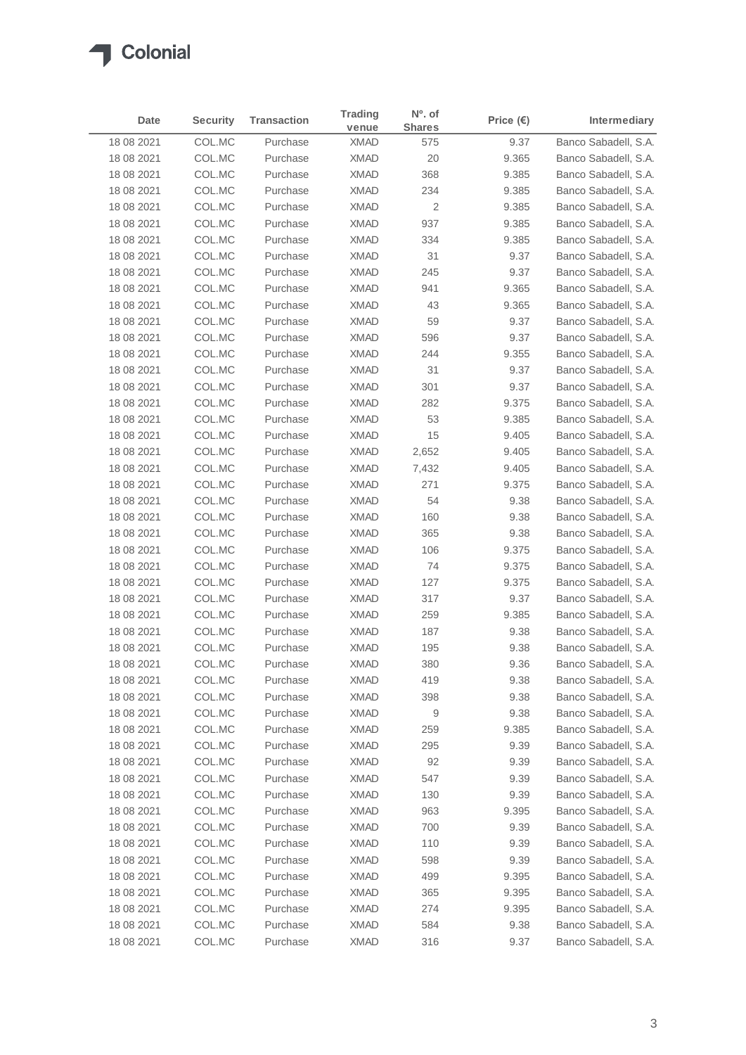| Date | Security | Transaction | Trading venue | Nº. of Shares | Price (€) | Intermediary |
|---|---|---|---|---|---|---|
| 18 08 2021 | COL.MC | Purchase | XMAD | 575 | 9.37 | Banco Sabadell, S.A. |
| 18 08 2021 | COL.MC | Purchase | XMAD | 20 | 9.365 | Banco Sabadell, S.A. |
| 18 08 2021 | COL.MC | Purchase | XMAD | 368 | 9.385 | Banco Sabadell, S.A. |
| 18 08 2021 | COL.MC | Purchase | XMAD | 234 | 9.385 | Banco Sabadell, S.A. |
| 18 08 2021 | COL.MC | Purchase | XMAD | 2 | 9.385 | Banco Sabadell, S.A. |
| 18 08 2021 | COL.MC | Purchase | XMAD | 937 | 9.385 | Banco Sabadell, S.A. |
| 18 08 2021 | COL.MC | Purchase | XMAD | 334 | 9.385 | Banco Sabadell, S.A. |
| 18 08 2021 | COL.MC | Purchase | XMAD | 31 | 9.37 | Banco Sabadell, S.A. |
| 18 08 2021 | COL.MC | Purchase | XMAD | 245 | 9.37 | Banco Sabadell, S.A. |
| 18 08 2021 | COL.MC | Purchase | XMAD | 941 | 9.365 | Banco Sabadell, S.A. |
| 18 08 2021 | COL.MC | Purchase | XMAD | 43 | 9.365 | Banco Sabadell, S.A. |
| 18 08 2021 | COL.MC | Purchase | XMAD | 59 | 9.37 | Banco Sabadell, S.A. |
| 18 08 2021 | COL.MC | Purchase | XMAD | 596 | 9.37 | Banco Sabadell, S.A. |
| 18 08 2021 | COL.MC | Purchase | XMAD | 244 | 9.355 | Banco Sabadell, S.A. |
| 18 08 2021 | COL.MC | Purchase | XMAD | 31 | 9.37 | Banco Sabadell, S.A. |
| 18 08 2021 | COL.MC | Purchase | XMAD | 301 | 9.37 | Banco Sabadell, S.A. |
| 18 08 2021 | COL.MC | Purchase | XMAD | 282 | 9.375 | Banco Sabadell, S.A. |
| 18 08 2021 | COL.MC | Purchase | XMAD | 53 | 9.385 | Banco Sabadell, S.A. |
| 18 08 2021 | COL.MC | Purchase | XMAD | 15 | 9.405 | Banco Sabadell, S.A. |
| 18 08 2021 | COL.MC | Purchase | XMAD | 2,652 | 9.405 | Banco Sabadell, S.A. |
| 18 08 2021 | COL.MC | Purchase | XMAD | 7,432 | 9.405 | Banco Sabadell, S.A. |
| 18 08 2021 | COL.MC | Purchase | XMAD | 271 | 9.375 | Banco Sabadell, S.A. |
| 18 08 2021 | COL.MC | Purchase | XMAD | 54 | 9.38 | Banco Sabadell, S.A. |
| 18 08 2021 | COL.MC | Purchase | XMAD | 160 | 9.38 | Banco Sabadell, S.A. |
| 18 08 2021 | COL.MC | Purchase | XMAD | 365 | 9.38 | Banco Sabadell, S.A. |
| 18 08 2021 | COL.MC | Purchase | XMAD | 106 | 9.375 | Banco Sabadell, S.A. |
| 18 08 2021 | COL.MC | Purchase | XMAD | 74 | 9.375 | Banco Sabadell, S.A. |
| 18 08 2021 | COL.MC | Purchase | XMAD | 127 | 9.375 | Banco Sabadell, S.A. |
| 18 08 2021 | COL.MC | Purchase | XMAD | 317 | 9.37 | Banco Sabadell, S.A. |
| 18 08 2021 | COL.MC | Purchase | XMAD | 259 | 9.385 | Banco Sabadell, S.A. |
| 18 08 2021 | COL.MC | Purchase | XMAD | 187 | 9.38 | Banco Sabadell, S.A. |
| 18 08 2021 | COL.MC | Purchase | XMAD | 195 | 9.38 | Banco Sabadell, S.A. |
| 18 08 2021 | COL.MC | Purchase | XMAD | 380 | 9.36 | Banco Sabadell, S.A. |
| 18 08 2021 | COL.MC | Purchase | XMAD | 419 | 9.38 | Banco Sabadell, S.A. |
| 18 08 2021 | COL.MC | Purchase | XMAD | 398 | 9.38 | Banco Sabadell, S.A. |
| 18 08 2021 | COL.MC | Purchase | XMAD | 9 | 9.38 | Banco Sabadell, S.A. |
| 18 08 2021 | COL.MC | Purchase | XMAD | 259 | 9.385 | Banco Sabadell, S.A. |
| 18 08 2021 | COL.MC | Purchase | XMAD | 295 | 9.39 | Banco Sabadell, S.A. |
| 18 08 2021 | COL.MC | Purchase | XMAD | 92 | 9.39 | Banco Sabadell, S.A. |
| 18 08 2021 | COL.MC | Purchase | XMAD | 547 | 9.39 | Banco Sabadell, S.A. |
| 18 08 2021 | COL.MC | Purchase | XMAD | 130 | 9.39 | Banco Sabadell, S.A. |
| 18 08 2021 | COL.MC | Purchase | XMAD | 963 | 9.395 | Banco Sabadell, S.A. |
| 18 08 2021 | COL.MC | Purchase | XMAD | 700 | 9.39 | Banco Sabadell, S.A. |
| 18 08 2021 | COL.MC | Purchase | XMAD | 110 | 9.39 | Banco Sabadell, S.A. |
| 18 08 2021 | COL.MC | Purchase | XMAD | 598 | 9.39 | Banco Sabadell, S.A. |
| 18 08 2021 | COL.MC | Purchase | XMAD | 499 | 9.395 | Banco Sabadell, S.A. |
| 18 08 2021 | COL.MC | Purchase | XMAD | 365 | 9.395 | Banco Sabadell, S.A. |
| 18 08 2021 | COL.MC | Purchase | XMAD | 274 | 9.395 | Banco Sabadell, S.A. |
| 18 08 2021 | COL.MC | Purchase | XMAD | 584 | 9.38 | Banco Sabadell, S.A. |
| 18 08 2021 | COL.MC | Purchase | XMAD | 316 | 9.37 | Banco Sabadell, S.A. |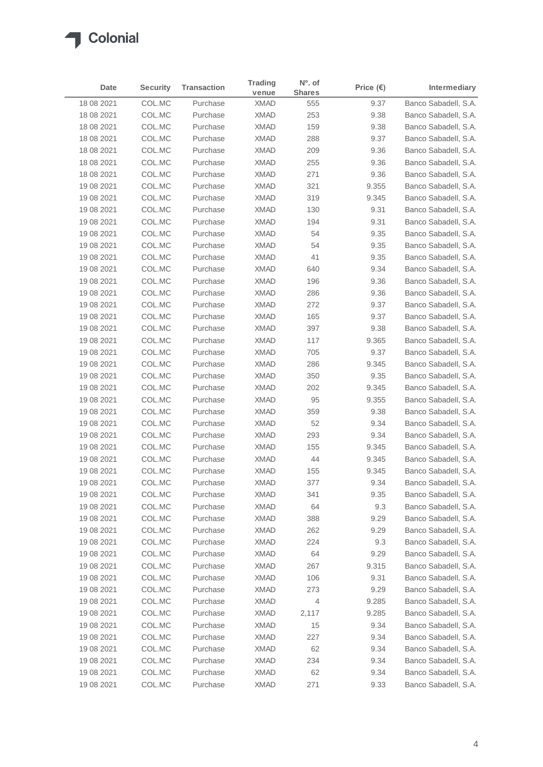| Date | Security | Transaction | Trading venue | Nº. of Shares | Price (€) | Intermediary |
|---|---|---|---|---|---|---|
| 18 08 2021 | COL.MC | Purchase | XMAD | 555 | 9.37 | Banco Sabadell, S.A. |
| 18 08 2021 | COL.MC | Purchase | XMAD | 253 | 9.38 | Banco Sabadell, S.A. |
| 18 08 2021 | COL.MC | Purchase | XMAD | 159 | 9.38 | Banco Sabadell, S.A. |
| 18 08 2021 | COL.MC | Purchase | XMAD | 288 | 9.37 | Banco Sabadell, S.A. |
| 18 08 2021 | COL.MC | Purchase | XMAD | 209 | 9.36 | Banco Sabadell, S.A. |
| 18 08 2021 | COL.MC | Purchase | XMAD | 255 | 9.36 | Banco Sabadell, S.A. |
| 18 08 2021 | COL.MC | Purchase | XMAD | 271 | 9.36 | Banco Sabadell, S.A. |
| 19 08 2021 | COL.MC | Purchase | XMAD | 321 | 9.355 | Banco Sabadell, S.A. |
| 19 08 2021 | COL.MC | Purchase | XMAD | 319 | 9.345 | Banco Sabadell, S.A. |
| 19 08 2021 | COL.MC | Purchase | XMAD | 130 | 9.31 | Banco Sabadell, S.A. |
| 19 08 2021 | COL.MC | Purchase | XMAD | 194 | 9.31 | Banco Sabadell, S.A. |
| 19 08 2021 | COL.MC | Purchase | XMAD | 54 | 9.35 | Banco Sabadell, S.A. |
| 19 08 2021 | COL.MC | Purchase | XMAD | 54 | 9.35 | Banco Sabadell, S.A. |
| 19 08 2021 | COL.MC | Purchase | XMAD | 41 | 9.35 | Banco Sabadell, S.A. |
| 19 08 2021 | COL.MC | Purchase | XMAD | 640 | 9.34 | Banco Sabadell, S.A. |
| 19 08 2021 | COL.MC | Purchase | XMAD | 196 | 9.36 | Banco Sabadell, S.A. |
| 19 08 2021 | COL.MC | Purchase | XMAD | 286 | 9.36 | Banco Sabadell, S.A. |
| 19 08 2021 | COL.MC | Purchase | XMAD | 272 | 9.37 | Banco Sabadell, S.A. |
| 19 08 2021 | COL.MC | Purchase | XMAD | 165 | 9.37 | Banco Sabadell, S.A. |
| 19 08 2021 | COL.MC | Purchase | XMAD | 397 | 9.38 | Banco Sabadell, S.A. |
| 19 08 2021 | COL.MC | Purchase | XMAD | 117 | 9.365 | Banco Sabadell, S.A. |
| 19 08 2021 | COL.MC | Purchase | XMAD | 705 | 9.37 | Banco Sabadell, S.A. |
| 19 08 2021 | COL.MC | Purchase | XMAD | 286 | 9.345 | Banco Sabadell, S.A. |
| 19 08 2021 | COL.MC | Purchase | XMAD | 350 | 9.35 | Banco Sabadell, S.A. |
| 19 08 2021 | COL.MC | Purchase | XMAD | 202 | 9.345 | Banco Sabadell, S.A. |
| 19 08 2021 | COL.MC | Purchase | XMAD | 95 | 9.355 | Banco Sabadell, S.A. |
| 19 08 2021 | COL.MC | Purchase | XMAD | 359 | 9.38 | Banco Sabadell, S.A. |
| 19 08 2021 | COL.MC | Purchase | XMAD | 52 | 9.34 | Banco Sabadell, S.A. |
| 19 08 2021 | COL.MC | Purchase | XMAD | 293 | 9.34 | Banco Sabadell, S.A. |
| 19 08 2021 | COL.MC | Purchase | XMAD | 155 | 9.345 | Banco Sabadell, S.A. |
| 19 08 2021 | COL.MC | Purchase | XMAD | 44 | 9.345 | Banco Sabadell, S.A. |
| 19 08 2021 | COL.MC | Purchase | XMAD | 155 | 9.345 | Banco Sabadell, S.A. |
| 19 08 2021 | COL.MC | Purchase | XMAD | 377 | 9.34 | Banco Sabadell, S.A. |
| 19 08 2021 | COL.MC | Purchase | XMAD | 341 | 9.35 | Banco Sabadell, S.A. |
| 19 08 2021 | COL.MC | Purchase | XMAD | 64 | 9.3 | Banco Sabadell, S.A. |
| 19 08 2021 | COL.MC | Purchase | XMAD | 388 | 9.29 | Banco Sabadell, S.A. |
| 19 08 2021 | COL.MC | Purchase | XMAD | 262 | 9.29 | Banco Sabadell, S.A. |
| 19 08 2021 | COL.MC | Purchase | XMAD | 224 | 9.3 | Banco Sabadell, S.A. |
| 19 08 2021 | COL.MC | Purchase | XMAD | 64 | 9.29 | Banco Sabadell, S.A. |
| 19 08 2021 | COL.MC | Purchase | XMAD | 267 | 9.315 | Banco Sabadell, S.A. |
| 19 08 2021 | COL.MC | Purchase | XMAD | 106 | 9.31 | Banco Sabadell, S.A. |
| 19 08 2021 | COL.MC | Purchase | XMAD | 273 | 9.29 | Banco Sabadell, S.A. |
| 19 08 2021 | COL.MC | Purchase | XMAD | 4 | 9.285 | Banco Sabadell, S.A. |
| 19 08 2021 | COL.MC | Purchase | XMAD | 2,117 | 9.285 | Banco Sabadell, S.A. |
| 19 08 2021 | COL.MC | Purchase | XMAD | 15 | 9.34 | Banco Sabadell, S.A. |
| 19 08 2021 | COL.MC | Purchase | XMAD | 227 | 9.34 | Banco Sabadell, S.A. |
| 19 08 2021 | COL.MC | Purchase | XMAD | 62 | 9.34 | Banco Sabadell, S.A. |
| 19 08 2021 | COL.MC | Purchase | XMAD | 234 | 9.34 | Banco Sabadell, S.A. |
| 19 08 2021 | COL.MC | Purchase | XMAD | 62 | 9.34 | Banco Sabadell, S.A. |
| 19 08 2021 | COL.MC | Purchase | XMAD | 271 | 9.33 | Banco Sabadell, S.A. |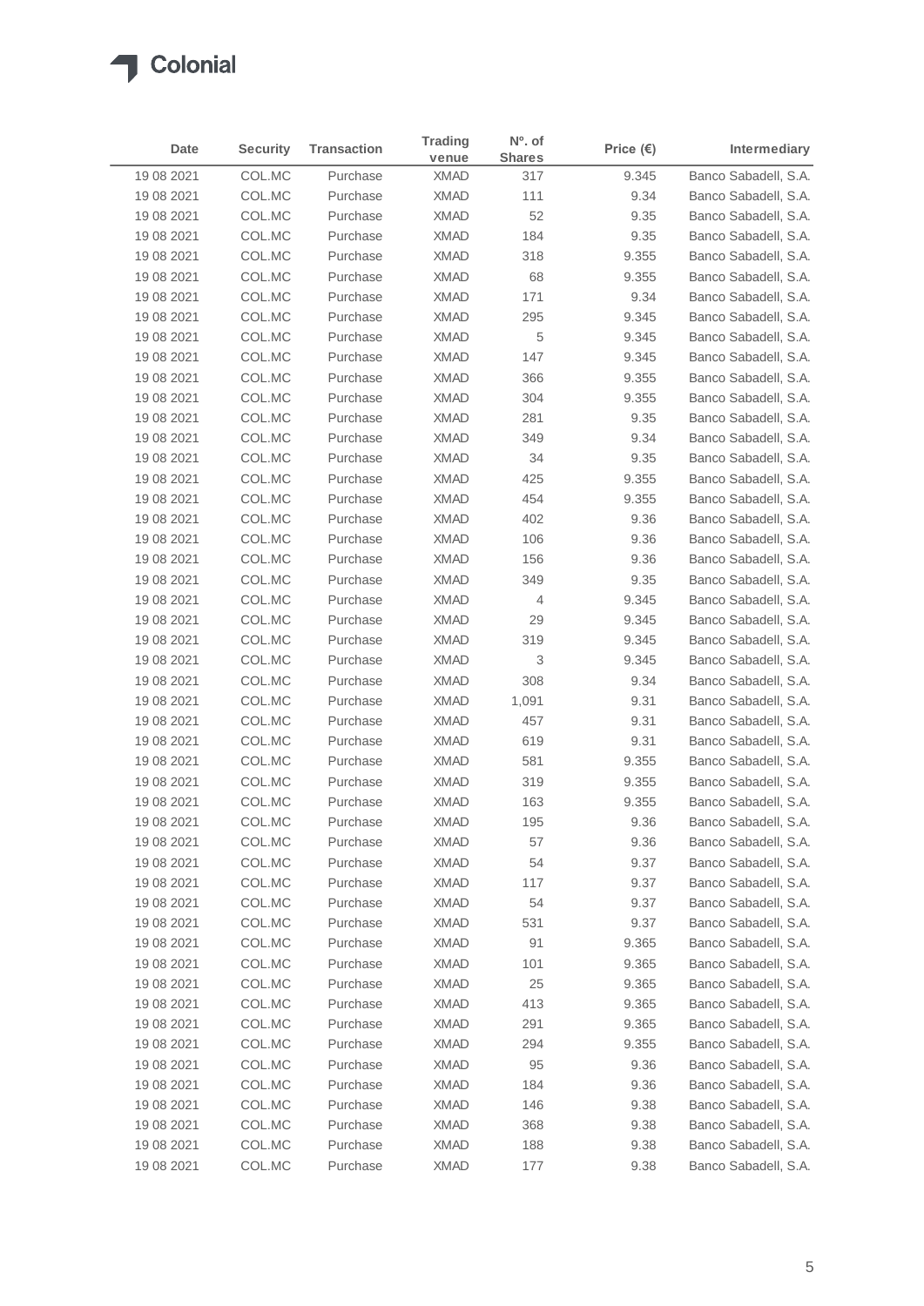| Date | Security | Transaction | Trading venue | Nº. of Shares | Price (€) | Intermediary |
|---|---|---|---|---|---|---|
| 19 08 2021 | COL.MC | Purchase | XMAD | 317 | 9.345 | Banco Sabadell, S.A. |
| 19 08 2021 | COL.MC | Purchase | XMAD | 111 | 9.34 | Banco Sabadell, S.A. |
| 19 08 2021 | COL.MC | Purchase | XMAD | 52 | 9.35 | Banco Sabadell, S.A. |
| 19 08 2021 | COL.MC | Purchase | XMAD | 184 | 9.35 | Banco Sabadell, S.A. |
| 19 08 2021 | COL.MC | Purchase | XMAD | 318 | 9.355 | Banco Sabadell, S.A. |
| 19 08 2021 | COL.MC | Purchase | XMAD | 68 | 9.355 | Banco Sabadell, S.A. |
| 19 08 2021 | COL.MC | Purchase | XMAD | 171 | 9.34 | Banco Sabadell, S.A. |
| 19 08 2021 | COL.MC | Purchase | XMAD | 295 | 9.345 | Banco Sabadell, S.A. |
| 19 08 2021 | COL.MC | Purchase | XMAD | 5 | 9.345 | Banco Sabadell, S.A. |
| 19 08 2021 | COL.MC | Purchase | XMAD | 147 | 9.345 | Banco Sabadell, S.A. |
| 19 08 2021 | COL.MC | Purchase | XMAD | 366 | 9.355 | Banco Sabadell, S.A. |
| 19 08 2021 | COL.MC | Purchase | XMAD | 304 | 9.355 | Banco Sabadell, S.A. |
| 19 08 2021 | COL.MC | Purchase | XMAD | 281 | 9.35 | Banco Sabadell, S.A. |
| 19 08 2021 | COL.MC | Purchase | XMAD | 349 | 9.34 | Banco Sabadell, S.A. |
| 19 08 2021 | COL.MC | Purchase | XMAD | 34 | 9.35 | Banco Sabadell, S.A. |
| 19 08 2021 | COL.MC | Purchase | XMAD | 425 | 9.355 | Banco Sabadell, S.A. |
| 19 08 2021 | COL.MC | Purchase | XMAD | 454 | 9.355 | Banco Sabadell, S.A. |
| 19 08 2021 | COL.MC | Purchase | XMAD | 402 | 9.36 | Banco Sabadell, S.A. |
| 19 08 2021 | COL.MC | Purchase | XMAD | 106 | 9.36 | Banco Sabadell, S.A. |
| 19 08 2021 | COL.MC | Purchase | XMAD | 156 | 9.36 | Banco Sabadell, S.A. |
| 19 08 2021 | COL.MC | Purchase | XMAD | 349 | 9.35 | Banco Sabadell, S.A. |
| 19 08 2021 | COL.MC | Purchase | XMAD | 4 | 9.345 | Banco Sabadell, S.A. |
| 19 08 2021 | COL.MC | Purchase | XMAD | 29 | 9.345 | Banco Sabadell, S.A. |
| 19 08 2021 | COL.MC | Purchase | XMAD | 319 | 9.345 | Banco Sabadell, S.A. |
| 19 08 2021 | COL.MC | Purchase | XMAD | 3 | 9.345 | Banco Sabadell, S.A. |
| 19 08 2021 | COL.MC | Purchase | XMAD | 308 | 9.34 | Banco Sabadell, S.A. |
| 19 08 2021 | COL.MC | Purchase | XMAD | 1,091 | 9.31 | Banco Sabadell, S.A. |
| 19 08 2021 | COL.MC | Purchase | XMAD | 457 | 9.31 | Banco Sabadell, S.A. |
| 19 08 2021 | COL.MC | Purchase | XMAD | 619 | 9.31 | Banco Sabadell, S.A. |
| 19 08 2021 | COL.MC | Purchase | XMAD | 581 | 9.355 | Banco Sabadell, S.A. |
| 19 08 2021 | COL.MC | Purchase | XMAD | 319 | 9.355 | Banco Sabadell, S.A. |
| 19 08 2021 | COL.MC | Purchase | XMAD | 163 | 9.355 | Banco Sabadell, S.A. |
| 19 08 2021 | COL.MC | Purchase | XMAD | 195 | 9.36 | Banco Sabadell, S.A. |
| 19 08 2021 | COL.MC | Purchase | XMAD | 57 | 9.36 | Banco Sabadell, S.A. |
| 19 08 2021 | COL.MC | Purchase | XMAD | 54 | 9.37 | Banco Sabadell, S.A. |
| 19 08 2021 | COL.MC | Purchase | XMAD | 117 | 9.37 | Banco Sabadell, S.A. |
| 19 08 2021 | COL.MC | Purchase | XMAD | 54 | 9.37 | Banco Sabadell, S.A. |
| 19 08 2021 | COL.MC | Purchase | XMAD | 531 | 9.37 | Banco Sabadell, S.A. |
| 19 08 2021 | COL.MC | Purchase | XMAD | 91 | 9.365 | Banco Sabadell, S.A. |
| 19 08 2021 | COL.MC | Purchase | XMAD | 101 | 9.365 | Banco Sabadell, S.A. |
| 19 08 2021 | COL.MC | Purchase | XMAD | 25 | 9.365 | Banco Sabadell, S.A. |
| 19 08 2021 | COL.MC | Purchase | XMAD | 413 | 9.365 | Banco Sabadell, S.A. |
| 19 08 2021 | COL.MC | Purchase | XMAD | 291 | 9.365 | Banco Sabadell, S.A. |
| 19 08 2021 | COL.MC | Purchase | XMAD | 294 | 9.355 | Banco Sabadell, S.A. |
| 19 08 2021 | COL.MC | Purchase | XMAD | 95 | 9.36 | Banco Sabadell, S.A. |
| 19 08 2021 | COL.MC | Purchase | XMAD | 184 | 9.36 | Banco Sabadell, S.A. |
| 19 08 2021 | COL.MC | Purchase | XMAD | 146 | 9.38 | Banco Sabadell, S.A. |
| 19 08 2021 | COL.MC | Purchase | XMAD | 368 | 9.38 | Banco Sabadell, S.A. |
| 19 08 2021 | COL.MC | Purchase | XMAD | 188 | 9.38 | Banco Sabadell, S.A. |
| 19 08 2021 | COL.MC | Purchase | XMAD | 177 | 9.38 | Banco Sabadell, S.A. |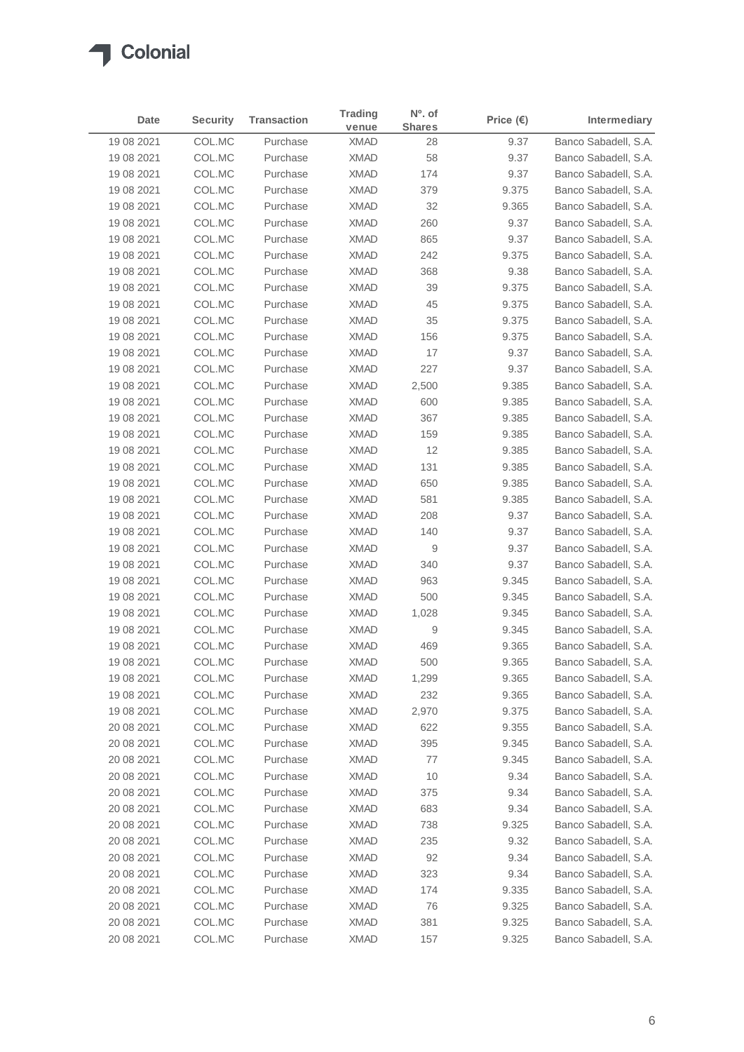| Date | Security | Transaction | Trading venue | Nº. of Shares | Price (€) | Intermediary |
|---|---|---|---|---|---|---|
| 19 08 2021 | COL.MC | Purchase | XMAD | 28 | 9.37 | Banco Sabadell, S.A. |
| 19 08 2021 | COL.MC | Purchase | XMAD | 58 | 9.37 | Banco Sabadell, S.A. |
| 19 08 2021 | COL.MC | Purchase | XMAD | 174 | 9.37 | Banco Sabadell, S.A. |
| 19 08 2021 | COL.MC | Purchase | XMAD | 379 | 9.375 | Banco Sabadell, S.A. |
| 19 08 2021 | COL.MC | Purchase | XMAD | 32 | 9.365 | Banco Sabadell, S.A. |
| 19 08 2021 | COL.MC | Purchase | XMAD | 260 | 9.37 | Banco Sabadell, S.A. |
| 19 08 2021 | COL.MC | Purchase | XMAD | 865 | 9.37 | Banco Sabadell, S.A. |
| 19 08 2021 | COL.MC | Purchase | XMAD | 242 | 9.375 | Banco Sabadell, S.A. |
| 19 08 2021 | COL.MC | Purchase | XMAD | 368 | 9.38 | Banco Sabadell, S.A. |
| 19 08 2021 | COL.MC | Purchase | XMAD | 39 | 9.375 | Banco Sabadell, S.A. |
| 19 08 2021 | COL.MC | Purchase | XMAD | 45 | 9.375 | Banco Sabadell, S.A. |
| 19 08 2021 | COL.MC | Purchase | XMAD | 35 | 9.375 | Banco Sabadell, S.A. |
| 19 08 2021 | COL.MC | Purchase | XMAD | 156 | 9.375 | Banco Sabadell, S.A. |
| 19 08 2021 | COL.MC | Purchase | XMAD | 17 | 9.37 | Banco Sabadell, S.A. |
| 19 08 2021 | COL.MC | Purchase | XMAD | 227 | 9.37 | Banco Sabadell, S.A. |
| 19 08 2021 | COL.MC | Purchase | XMAD | 2,500 | 9.385 | Banco Sabadell, S.A. |
| 19 08 2021 | COL.MC | Purchase | XMAD | 600 | 9.385 | Banco Sabadell, S.A. |
| 19 08 2021 | COL.MC | Purchase | XMAD | 367 | 9.385 | Banco Sabadell, S.A. |
| 19 08 2021 | COL.MC | Purchase | XMAD | 159 | 9.385 | Banco Sabadell, S.A. |
| 19 08 2021 | COL.MC | Purchase | XMAD | 12 | 9.385 | Banco Sabadell, S.A. |
| 19 08 2021 | COL.MC | Purchase | XMAD | 131 | 9.385 | Banco Sabadell, S.A. |
| 19 08 2021 | COL.MC | Purchase | XMAD | 650 | 9.385 | Banco Sabadell, S.A. |
| 19 08 2021 | COL.MC | Purchase | XMAD | 581 | 9.385 | Banco Sabadell, S.A. |
| 19 08 2021 | COL.MC | Purchase | XMAD | 208 | 9.37 | Banco Sabadell, S.A. |
| 19 08 2021 | COL.MC | Purchase | XMAD | 140 | 9.37 | Banco Sabadell, S.A. |
| 19 08 2021 | COL.MC | Purchase | XMAD | 9 | 9.37 | Banco Sabadell, S.A. |
| 19 08 2021 | COL.MC | Purchase | XMAD | 340 | 9.37 | Banco Sabadell, S.A. |
| 19 08 2021 | COL.MC | Purchase | XMAD | 963 | 9.345 | Banco Sabadell, S.A. |
| 19 08 2021 | COL.MC | Purchase | XMAD | 500 | 9.345 | Banco Sabadell, S.A. |
| 19 08 2021 | COL.MC | Purchase | XMAD | 1,028 | 9.345 | Banco Sabadell, S.A. |
| 19 08 2021 | COL.MC | Purchase | XMAD | 9 | 9.345 | Banco Sabadell, S.A. |
| 19 08 2021 | COL.MC | Purchase | XMAD | 469 | 9.365 | Banco Sabadell, S.A. |
| 19 08 2021 | COL.MC | Purchase | XMAD | 500 | 9.365 | Banco Sabadell, S.A. |
| 19 08 2021 | COL.MC | Purchase | XMAD | 1,299 | 9.365 | Banco Sabadell, S.A. |
| 19 08 2021 | COL.MC | Purchase | XMAD | 232 | 9.365 | Banco Sabadell, S.A. |
| 19 08 2021 | COL.MC | Purchase | XMAD | 2,970 | 9.375 | Banco Sabadell, S.A. |
| 20 08 2021 | COL.MC | Purchase | XMAD | 622 | 9.355 | Banco Sabadell, S.A. |
| 20 08 2021 | COL.MC | Purchase | XMAD | 395 | 9.345 | Banco Sabadell, S.A. |
| 20 08 2021 | COL.MC | Purchase | XMAD | 77 | 9.345 | Banco Sabadell, S.A. |
| 20 08 2021 | COL.MC | Purchase | XMAD | 10 | 9.34 | Banco Sabadell, S.A. |
| 20 08 2021 | COL.MC | Purchase | XMAD | 375 | 9.34 | Banco Sabadell, S.A. |
| 20 08 2021 | COL.MC | Purchase | XMAD | 683 | 9.34 | Banco Sabadell, S.A. |
| 20 08 2021 | COL.MC | Purchase | XMAD | 738 | 9.325 | Banco Sabadell, S.A. |
| 20 08 2021 | COL.MC | Purchase | XMAD | 235 | 9.32 | Banco Sabadell, S.A. |
| 20 08 2021 | COL.MC | Purchase | XMAD | 92 | 9.34 | Banco Sabadell, S.A. |
| 20 08 2021 | COL.MC | Purchase | XMAD | 323 | 9.34 | Banco Sabadell, S.A. |
| 20 08 2021 | COL.MC | Purchase | XMAD | 174 | 9.335 | Banco Sabadell, S.A. |
| 20 08 2021 | COL.MC | Purchase | XMAD | 76 | 9.325 | Banco Sabadell, S.A. |
| 20 08 2021 | COL.MC | Purchase | XMAD | 381 | 9.325 | Banco Sabadell, S.A. |
| 20 08 2021 | COL.MC | Purchase | XMAD | 157 | 9.325 | Banco Sabadell, S.A. |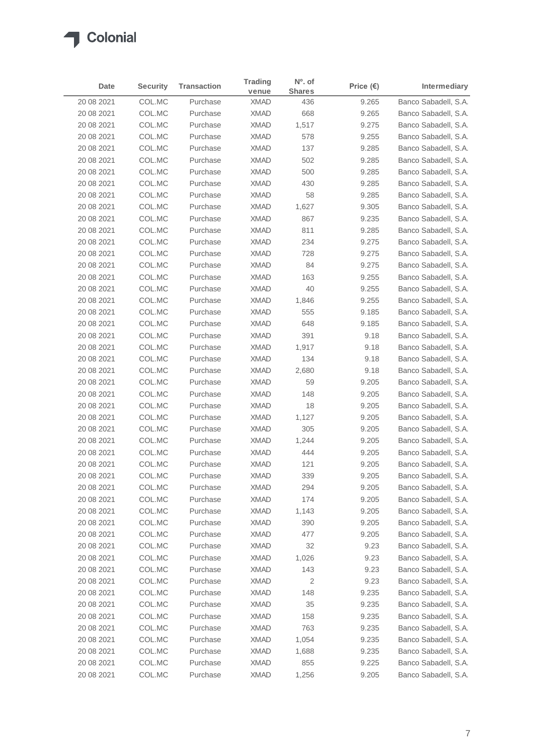| Date | Security | Transaction | Trading venue | Nº. of Shares | Price (€) | Intermediary |
|---|---|---|---|---|---|---|
| 20 08 2021 | COL.MC | Purchase | XMAD | 436 | 9.265 | Banco Sabadell, S.A. |
| 20 08 2021 | COL.MC | Purchase | XMAD | 668 | 9.265 | Banco Sabadell, S.A. |
| 20 08 2021 | COL.MC | Purchase | XMAD | 1,517 | 9.275 | Banco Sabadell, S.A. |
| 20 08 2021 | COL.MC | Purchase | XMAD | 578 | 9.255 | Banco Sabadell, S.A. |
| 20 08 2021 | COL.MC | Purchase | XMAD | 137 | 9.285 | Banco Sabadell, S.A. |
| 20 08 2021 | COL.MC | Purchase | XMAD | 502 | 9.285 | Banco Sabadell, S.A. |
| 20 08 2021 | COL.MC | Purchase | XMAD | 500 | 9.285 | Banco Sabadell, S.A. |
| 20 08 2021 | COL.MC | Purchase | XMAD | 430 | 9.285 | Banco Sabadell, S.A. |
| 20 08 2021 | COL.MC | Purchase | XMAD | 58 | 9.285 | Banco Sabadell, S.A. |
| 20 08 2021 | COL.MC | Purchase | XMAD | 1,627 | 9.305 | Banco Sabadell, S.A. |
| 20 08 2021 | COL.MC | Purchase | XMAD | 867 | 9.235 | Banco Sabadell, S.A. |
| 20 08 2021 | COL.MC | Purchase | XMAD | 811 | 9.285 | Banco Sabadell, S.A. |
| 20 08 2021 | COL.MC | Purchase | XMAD | 234 | 9.275 | Banco Sabadell, S.A. |
| 20 08 2021 | COL.MC | Purchase | XMAD | 728 | 9.275 | Banco Sabadell, S.A. |
| 20 08 2021 | COL.MC | Purchase | XMAD | 84 | 9.275 | Banco Sabadell, S.A. |
| 20 08 2021 | COL.MC | Purchase | XMAD | 163 | 9.255 | Banco Sabadell, S.A. |
| 20 08 2021 | COL.MC | Purchase | XMAD | 40 | 9.255 | Banco Sabadell, S.A. |
| 20 08 2021 | COL.MC | Purchase | XMAD | 1,846 | 9.255 | Banco Sabadell, S.A. |
| 20 08 2021 | COL.MC | Purchase | XMAD | 555 | 9.185 | Banco Sabadell, S.A. |
| 20 08 2021 | COL.MC | Purchase | XMAD | 648 | 9.185 | Banco Sabadell, S.A. |
| 20 08 2021 | COL.MC | Purchase | XMAD | 391 | 9.18 | Banco Sabadell, S.A. |
| 20 08 2021 | COL.MC | Purchase | XMAD | 1,917 | 9.18 | Banco Sabadell, S.A. |
| 20 08 2021 | COL.MC | Purchase | XMAD | 134 | 9.18 | Banco Sabadell, S.A. |
| 20 08 2021 | COL.MC | Purchase | XMAD | 2,680 | 9.18 | Banco Sabadell, S.A. |
| 20 08 2021 | COL.MC | Purchase | XMAD | 59 | 9.205 | Banco Sabadell, S.A. |
| 20 08 2021 | COL.MC | Purchase | XMAD | 148 | 9.205 | Banco Sabadell, S.A. |
| 20 08 2021 | COL.MC | Purchase | XMAD | 18 | 9.205 | Banco Sabadell, S.A. |
| 20 08 2021 | COL.MC | Purchase | XMAD | 1,127 | 9.205 | Banco Sabadell, S.A. |
| 20 08 2021 | COL.MC | Purchase | XMAD | 305 | 9.205 | Banco Sabadell, S.A. |
| 20 08 2021 | COL.MC | Purchase | XMAD | 1,244 | 9.205 | Banco Sabadell, S.A. |
| 20 08 2021 | COL.MC | Purchase | XMAD | 444 | 9.205 | Banco Sabadell, S.A. |
| 20 08 2021 | COL.MC | Purchase | XMAD | 121 | 9.205 | Banco Sabadell, S.A. |
| 20 08 2021 | COL.MC | Purchase | XMAD | 339 | 9.205 | Banco Sabadell, S.A. |
| 20 08 2021 | COL.MC | Purchase | XMAD | 294 | 9.205 | Banco Sabadell, S.A. |
| 20 08 2021 | COL.MC | Purchase | XMAD | 174 | 9.205 | Banco Sabadell, S.A. |
| 20 08 2021 | COL.MC | Purchase | XMAD | 1,143 | 9.205 | Banco Sabadell, S.A. |
| 20 08 2021 | COL.MC | Purchase | XMAD | 390 | 9.205 | Banco Sabadell, S.A. |
| 20 08 2021 | COL.MC | Purchase | XMAD | 477 | 9.205 | Banco Sabadell, S.A. |
| 20 08 2021 | COL.MC | Purchase | XMAD | 32 | 9.23 | Banco Sabadell, S.A. |
| 20 08 2021 | COL.MC | Purchase | XMAD | 1,026 | 9.23 | Banco Sabadell, S.A. |
| 20 08 2021 | COL.MC | Purchase | XMAD | 143 | 9.23 | Banco Sabadell, S.A. |
| 20 08 2021 | COL.MC | Purchase | XMAD | 2 | 9.23 | Banco Sabadell, S.A. |
| 20 08 2021 | COL.MC | Purchase | XMAD | 148 | 9.235 | Banco Sabadell, S.A. |
| 20 08 2021 | COL.MC | Purchase | XMAD | 35 | 9.235 | Banco Sabadell, S.A. |
| 20 08 2021 | COL.MC | Purchase | XMAD | 158 | 9.235 | Banco Sabadell, S.A. |
| 20 08 2021 | COL.MC | Purchase | XMAD | 763 | 9.235 | Banco Sabadell, S.A. |
| 20 08 2021 | COL.MC | Purchase | XMAD | 1,054 | 9.235 | Banco Sabadell, S.A. |
| 20 08 2021 | COL.MC | Purchase | XMAD | 1,688 | 9.235 | Banco Sabadell, S.A. |
| 20 08 2021 | COL.MC | Purchase | XMAD | 855 | 9.225 | Banco Sabadell, S.A. |
| 20 08 2021 | COL.MC | Purchase | XMAD | 1,256 | 9.205 | Banco Sabadell, S.A. |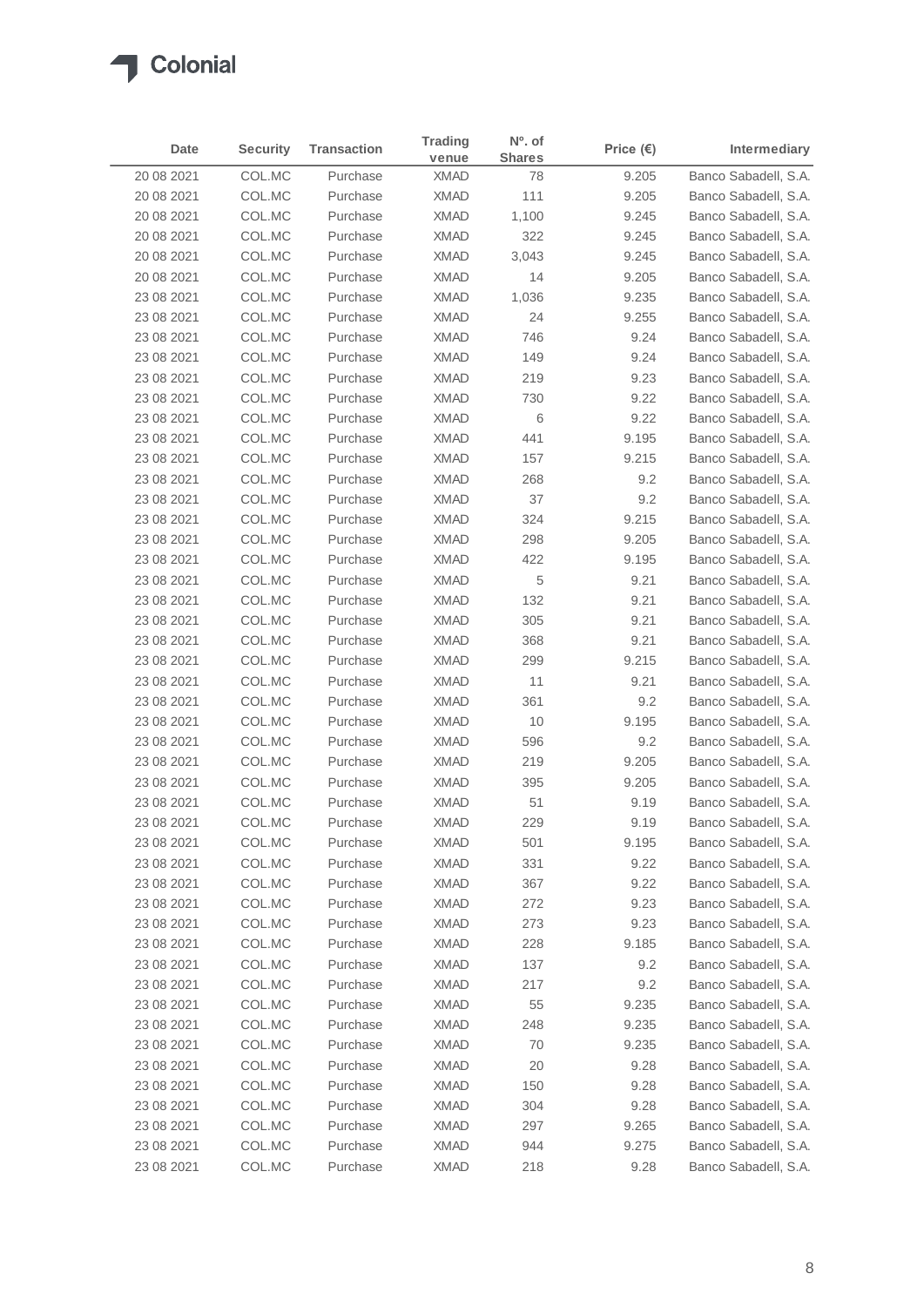Colonial

| Date | Security | Transaction | Trading venue | Nº. of Shares | Price (€) | Intermediary |
|---|---|---|---|---|---|---|
| 20 08 2021 | COL.MC | Purchase | XMAD | 78 | 9.205 | Banco Sabadell, S.A. |
| 20 08 2021 | COL.MC | Purchase | XMAD | 111 | 9.205 | Banco Sabadell, S.A. |
| 20 08 2021 | COL.MC | Purchase | XMAD | 1,100 | 9.245 | Banco Sabadell, S.A. |
| 20 08 2021 | COL.MC | Purchase | XMAD | 322 | 9.245 | Banco Sabadell, S.A. |
| 20 08 2021 | COL.MC | Purchase | XMAD | 3,043 | 9.245 | Banco Sabadell, S.A. |
| 20 08 2021 | COL.MC | Purchase | XMAD | 14 | 9.205 | Banco Sabadell, S.A. |
| 23 08 2021 | COL.MC | Purchase | XMAD | 1,036 | 9.235 | Banco Sabadell, S.A. |
| 23 08 2021 | COL.MC | Purchase | XMAD | 24 | 9.255 | Banco Sabadell, S.A. |
| 23 08 2021 | COL.MC | Purchase | XMAD | 746 | 9.24 | Banco Sabadell, S.A. |
| 23 08 2021 | COL.MC | Purchase | XMAD | 149 | 9.24 | Banco Sabadell, S.A. |
| 23 08 2021 | COL.MC | Purchase | XMAD | 219 | 9.23 | Banco Sabadell, S.A. |
| 23 08 2021 | COL.MC | Purchase | XMAD | 730 | 9.22 | Banco Sabadell, S.A. |
| 23 08 2021 | COL.MC | Purchase | XMAD | 6 | 9.22 | Banco Sabadell, S.A. |
| 23 08 2021 | COL.MC | Purchase | XMAD | 441 | 9.195 | Banco Sabadell, S.A. |
| 23 08 2021 | COL.MC | Purchase | XMAD | 157 | 9.215 | Banco Sabadell, S.A. |
| 23 08 2021 | COL.MC | Purchase | XMAD | 268 | 9.2 | Banco Sabadell, S.A. |
| 23 08 2021 | COL.MC | Purchase | XMAD | 37 | 9.2 | Banco Sabadell, S.A. |
| 23 08 2021 | COL.MC | Purchase | XMAD | 324 | 9.215 | Banco Sabadell, S.A. |
| 23 08 2021 | COL.MC | Purchase | XMAD | 298 | 9.205 | Banco Sabadell, S.A. |
| 23 08 2021 | COL.MC | Purchase | XMAD | 422 | 9.195 | Banco Sabadell, S.A. |
| 23 08 2021 | COL.MC | Purchase | XMAD | 5 | 9.21 | Banco Sabadell, S.A. |
| 23 08 2021 | COL.MC | Purchase | XMAD | 132 | 9.21 | Banco Sabadell, S.A. |
| 23 08 2021 | COL.MC | Purchase | XMAD | 305 | 9.21 | Banco Sabadell, S.A. |
| 23 08 2021 | COL.MC | Purchase | XMAD | 368 | 9.21 | Banco Sabadell, S.A. |
| 23 08 2021 | COL.MC | Purchase | XMAD | 299 | 9.215 | Banco Sabadell, S.A. |
| 23 08 2021 | COL.MC | Purchase | XMAD | 11 | 9.21 | Banco Sabadell, S.A. |
| 23 08 2021 | COL.MC | Purchase | XMAD | 361 | 9.2 | Banco Sabadell, S.A. |
| 23 08 2021 | COL.MC | Purchase | XMAD | 10 | 9.195 | Banco Sabadell, S.A. |
| 23 08 2021 | COL.MC | Purchase | XMAD | 596 | 9.2 | Banco Sabadell, S.A. |
| 23 08 2021 | COL.MC | Purchase | XMAD | 219 | 9.205 | Banco Sabadell, S.A. |
| 23 08 2021 | COL.MC | Purchase | XMAD | 395 | 9.205 | Banco Sabadell, S.A. |
| 23 08 2021 | COL.MC | Purchase | XMAD | 51 | 9.19 | Banco Sabadell, S.A. |
| 23 08 2021 | COL.MC | Purchase | XMAD | 229 | 9.19 | Banco Sabadell, S.A. |
| 23 08 2021 | COL.MC | Purchase | XMAD | 501 | 9.195 | Banco Sabadell, S.A. |
| 23 08 2021 | COL.MC | Purchase | XMAD | 331 | 9.22 | Banco Sabadell, S.A. |
| 23 08 2021 | COL.MC | Purchase | XMAD | 367 | 9.22 | Banco Sabadell, S.A. |
| 23 08 2021 | COL.MC | Purchase | XMAD | 272 | 9.23 | Banco Sabadell, S.A. |
| 23 08 2021 | COL.MC | Purchase | XMAD | 273 | 9.23 | Banco Sabadell, S.A. |
| 23 08 2021 | COL.MC | Purchase | XMAD | 228 | 9.185 | Banco Sabadell, S.A. |
| 23 08 2021 | COL.MC | Purchase | XMAD | 137 | 9.2 | Banco Sabadell, S.A. |
| 23 08 2021 | COL.MC | Purchase | XMAD | 217 | 9.2 | Banco Sabadell, S.A. |
| 23 08 2021 | COL.MC | Purchase | XMAD | 55 | 9.235 | Banco Sabadell, S.A. |
| 23 08 2021 | COL.MC | Purchase | XMAD | 248 | 9.235 | Banco Sabadell, S.A. |
| 23 08 2021 | COL.MC | Purchase | XMAD | 70 | 9.235 | Banco Sabadell, S.A. |
| 23 08 2021 | COL.MC | Purchase | XMAD | 20 | 9.28 | Banco Sabadell, S.A. |
| 23 08 2021 | COL.MC | Purchase | XMAD | 150 | 9.28 | Banco Sabadell, S.A. |
| 23 08 2021 | COL.MC | Purchase | XMAD | 304 | 9.28 | Banco Sabadell, S.A. |
| 23 08 2021 | COL.MC | Purchase | XMAD | 297 | 9.265 | Banco Sabadell, S.A. |
| 23 08 2021 | COL.MC | Purchase | XMAD | 944 | 9.275 | Banco Sabadell, S.A. |
| 23 08 2021 | COL.MC | Purchase | XMAD | 218 | 9.28 | Banco Sabadell, S.A. |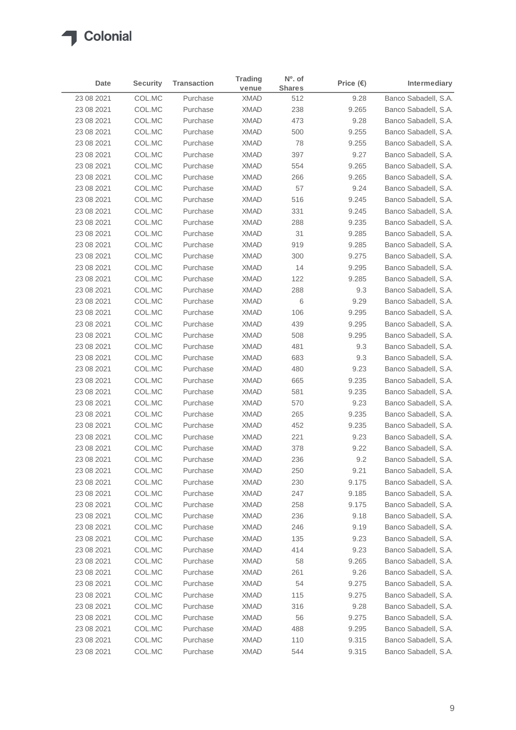| Date | Security | Transaction | Trading venue | Nº. of Shares | Price (€) | Intermediary |
|---|---|---|---|---|---|---|
| 23 08 2021 | COL.MC | Purchase | XMAD | 512 | 9.28 | Banco Sabadell, S.A. |
| 23 08 2021 | COL.MC | Purchase | XMAD | 238 | 9.265 | Banco Sabadell, S.A. |
| 23 08 2021 | COL.MC | Purchase | XMAD | 473 | 9.28 | Banco Sabadell, S.A. |
| 23 08 2021 | COL.MC | Purchase | XMAD | 500 | 9.255 | Banco Sabadell, S.A. |
| 23 08 2021 | COL.MC | Purchase | XMAD | 78 | 9.255 | Banco Sabadell, S.A. |
| 23 08 2021 | COL.MC | Purchase | XMAD | 397 | 9.27 | Banco Sabadell, S.A. |
| 23 08 2021 | COL.MC | Purchase | XMAD | 554 | 9.265 | Banco Sabadell, S.A. |
| 23 08 2021 | COL.MC | Purchase | XMAD | 266 | 9.265 | Banco Sabadell, S.A. |
| 23 08 2021 | COL.MC | Purchase | XMAD | 57 | 9.24 | Banco Sabadell, S.A. |
| 23 08 2021 | COL.MC | Purchase | XMAD | 516 | 9.245 | Banco Sabadell, S.A. |
| 23 08 2021 | COL.MC | Purchase | XMAD | 331 | 9.245 | Banco Sabadell, S.A. |
| 23 08 2021 | COL.MC | Purchase | XMAD | 288 | 9.235 | Banco Sabadell, S.A. |
| 23 08 2021 | COL.MC | Purchase | XMAD | 31 | 9.285 | Banco Sabadell, S.A. |
| 23 08 2021 | COL.MC | Purchase | XMAD | 919 | 9.285 | Banco Sabadell, S.A. |
| 23 08 2021 | COL.MC | Purchase | XMAD | 300 | 9.275 | Banco Sabadell, S.A. |
| 23 08 2021 | COL.MC | Purchase | XMAD | 14 | 9.295 | Banco Sabadell, S.A. |
| 23 08 2021 | COL.MC | Purchase | XMAD | 122 | 9.285 | Banco Sabadell, S.A. |
| 23 08 2021 | COL.MC | Purchase | XMAD | 288 | 9.3 | Banco Sabadell, S.A. |
| 23 08 2021 | COL.MC | Purchase | XMAD | 6 | 9.29 | Banco Sabadell, S.A. |
| 23 08 2021 | COL.MC | Purchase | XMAD | 106 | 9.295 | Banco Sabadell, S.A. |
| 23 08 2021 | COL.MC | Purchase | XMAD | 439 | 9.295 | Banco Sabadell, S.A. |
| 23 08 2021 | COL.MC | Purchase | XMAD | 508 | 9.295 | Banco Sabadell, S.A. |
| 23 08 2021 | COL.MC | Purchase | XMAD | 481 | 9.3 | Banco Sabadell, S.A. |
| 23 08 2021 | COL.MC | Purchase | XMAD | 683 | 9.3 | Banco Sabadell, S.A. |
| 23 08 2021 | COL.MC | Purchase | XMAD | 480 | 9.23 | Banco Sabadell, S.A. |
| 23 08 2021 | COL.MC | Purchase | XMAD | 665 | 9.235 | Banco Sabadell, S.A. |
| 23 08 2021 | COL.MC | Purchase | XMAD | 581 | 9.235 | Banco Sabadell, S.A. |
| 23 08 2021 | COL.MC | Purchase | XMAD | 570 | 9.23 | Banco Sabadell, S.A. |
| 23 08 2021 | COL.MC | Purchase | XMAD | 265 | 9.235 | Banco Sabadell, S.A. |
| 23 08 2021 | COL.MC | Purchase | XMAD | 452 | 9.235 | Banco Sabadell, S.A. |
| 23 08 2021 | COL.MC | Purchase | XMAD | 221 | 9.23 | Banco Sabadell, S.A. |
| 23 08 2021 | COL.MC | Purchase | XMAD | 378 | 9.22 | Banco Sabadell, S.A. |
| 23 08 2021 | COL.MC | Purchase | XMAD | 236 | 9.2 | Banco Sabadell, S.A. |
| 23 08 2021 | COL.MC | Purchase | XMAD | 250 | 9.21 | Banco Sabadell, S.A. |
| 23 08 2021 | COL.MC | Purchase | XMAD | 230 | 9.175 | Banco Sabadell, S.A. |
| 23 08 2021 | COL.MC | Purchase | XMAD | 247 | 9.185 | Banco Sabadell, S.A. |
| 23 08 2021 | COL.MC | Purchase | XMAD | 258 | 9.175 | Banco Sabadell, S.A. |
| 23 08 2021 | COL.MC | Purchase | XMAD | 236 | 9.18 | Banco Sabadell, S.A. |
| 23 08 2021 | COL.MC | Purchase | XMAD | 246 | 9.19 | Banco Sabadell, S.A. |
| 23 08 2021 | COL.MC | Purchase | XMAD | 135 | 9.23 | Banco Sabadell, S.A. |
| 23 08 2021 | COL.MC | Purchase | XMAD | 414 | 9.23 | Banco Sabadell, S.A. |
| 23 08 2021 | COL.MC | Purchase | XMAD | 58 | 9.265 | Banco Sabadell, S.A. |
| 23 08 2021 | COL.MC | Purchase | XMAD | 261 | 9.26 | Banco Sabadell, S.A. |
| 23 08 2021 | COL.MC | Purchase | XMAD | 54 | 9.275 | Banco Sabadell, S.A. |
| 23 08 2021 | COL.MC | Purchase | XMAD | 115 | 9.275 | Banco Sabadell, S.A. |
| 23 08 2021 | COL.MC | Purchase | XMAD | 316 | 9.28 | Banco Sabadell, S.A. |
| 23 08 2021 | COL.MC | Purchase | XMAD | 56 | 9.275 | Banco Sabadell, S.A. |
| 23 08 2021 | COL.MC | Purchase | XMAD | 488 | 9.295 | Banco Sabadell, S.A. |
| 23 08 2021 | COL.MC | Purchase | XMAD | 110 | 9.315 | Banco Sabadell, S.A. |
| 23 08 2021 | COL.MC | Purchase | XMAD | 544 | 9.315 | Banco Sabadell, S.A. |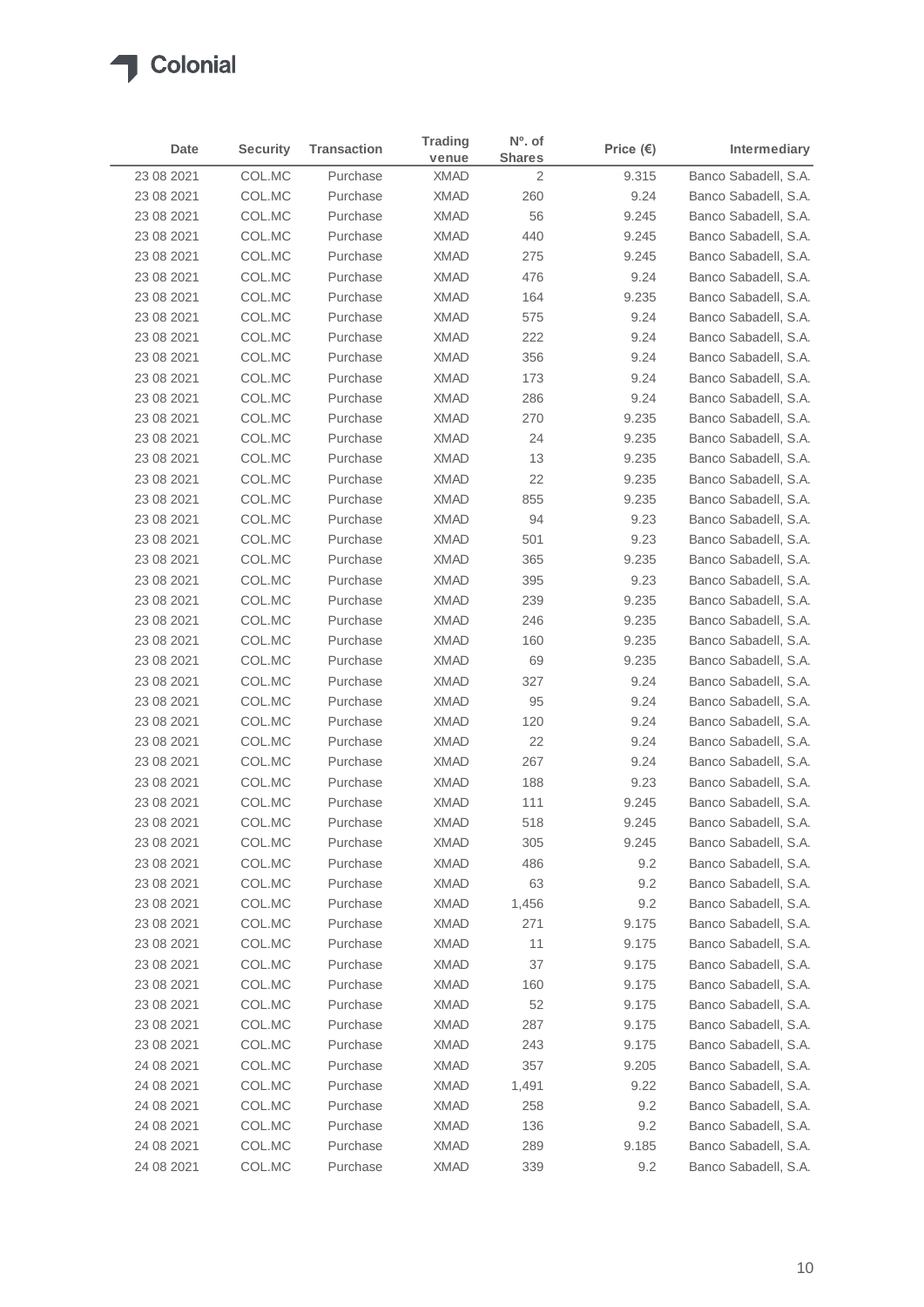| Date | Security | Transaction | Trading venue | Nº. of Shares | Price (€) | Intermediary |
|---|---|---|---|---|---|---|
| 23 08 2021 | COL.MC | Purchase | XMAD | 2 | 9.315 | Banco Sabadell, S.A. |
| 23 08 2021 | COL.MC | Purchase | XMAD | 260 | 9.24 | Banco Sabadell, S.A. |
| 23 08 2021 | COL.MC | Purchase | XMAD | 56 | 9.245 | Banco Sabadell, S.A. |
| 23 08 2021 | COL.MC | Purchase | XMAD | 440 | 9.245 | Banco Sabadell, S.A. |
| 23 08 2021 | COL.MC | Purchase | XMAD | 275 | 9.245 | Banco Sabadell, S.A. |
| 23 08 2021 | COL.MC | Purchase | XMAD | 476 | 9.24 | Banco Sabadell, S.A. |
| 23 08 2021 | COL.MC | Purchase | XMAD | 164 | 9.235 | Banco Sabadell, S.A. |
| 23 08 2021 | COL.MC | Purchase | XMAD | 575 | 9.24 | Banco Sabadell, S.A. |
| 23 08 2021 | COL.MC | Purchase | XMAD | 222 | 9.24 | Banco Sabadell, S.A. |
| 23 08 2021 | COL.MC | Purchase | XMAD | 356 | 9.24 | Banco Sabadell, S.A. |
| 23 08 2021 | COL.MC | Purchase | XMAD | 173 | 9.24 | Banco Sabadell, S.A. |
| 23 08 2021 | COL.MC | Purchase | XMAD | 286 | 9.24 | Banco Sabadell, S.A. |
| 23 08 2021 | COL.MC | Purchase | XMAD | 270 | 9.235 | Banco Sabadell, S.A. |
| 23 08 2021 | COL.MC | Purchase | XMAD | 24 | 9.235 | Banco Sabadell, S.A. |
| 23 08 2021 | COL.MC | Purchase | XMAD | 13 | 9.235 | Banco Sabadell, S.A. |
| 23 08 2021 | COL.MC | Purchase | XMAD | 22 | 9.235 | Banco Sabadell, S.A. |
| 23 08 2021 | COL.MC | Purchase | XMAD | 855 | 9.235 | Banco Sabadell, S.A. |
| 23 08 2021 | COL.MC | Purchase | XMAD | 94 | 9.23 | Banco Sabadell, S.A. |
| 23 08 2021 | COL.MC | Purchase | XMAD | 501 | 9.23 | Banco Sabadell, S.A. |
| 23 08 2021 | COL.MC | Purchase | XMAD | 365 | 9.235 | Banco Sabadell, S.A. |
| 23 08 2021 | COL.MC | Purchase | XMAD | 395 | 9.23 | Banco Sabadell, S.A. |
| 23 08 2021 | COL.MC | Purchase | XMAD | 239 | 9.235 | Banco Sabadell, S.A. |
| 23 08 2021 | COL.MC | Purchase | XMAD | 246 | 9.235 | Banco Sabadell, S.A. |
| 23 08 2021 | COL.MC | Purchase | XMAD | 160 | 9.235 | Banco Sabadell, S.A. |
| 23 08 2021 | COL.MC | Purchase | XMAD | 69 | 9.235 | Banco Sabadell, S.A. |
| 23 08 2021 | COL.MC | Purchase | XMAD | 327 | 9.24 | Banco Sabadell, S.A. |
| 23 08 2021 | COL.MC | Purchase | XMAD | 95 | 9.24 | Banco Sabadell, S.A. |
| 23 08 2021 | COL.MC | Purchase | XMAD | 120 | 9.24 | Banco Sabadell, S.A. |
| 23 08 2021 | COL.MC | Purchase | XMAD | 22 | 9.24 | Banco Sabadell, S.A. |
| 23 08 2021 | COL.MC | Purchase | XMAD | 267 | 9.24 | Banco Sabadell, S.A. |
| 23 08 2021 | COL.MC | Purchase | XMAD | 188 | 9.23 | Banco Sabadell, S.A. |
| 23 08 2021 | COL.MC | Purchase | XMAD | 111 | 9.245 | Banco Sabadell, S.A. |
| 23 08 2021 | COL.MC | Purchase | XMAD | 518 | 9.245 | Banco Sabadell, S.A. |
| 23 08 2021 | COL.MC | Purchase | XMAD | 305 | 9.245 | Banco Sabadell, S.A. |
| 23 08 2021 | COL.MC | Purchase | XMAD | 486 | 9.2 | Banco Sabadell, S.A. |
| 23 08 2021 | COL.MC | Purchase | XMAD | 63 | 9.2 | Banco Sabadell, S.A. |
| 23 08 2021 | COL.MC | Purchase | XMAD | 1,456 | 9.2 | Banco Sabadell, S.A. |
| 23 08 2021 | COL.MC | Purchase | XMAD | 271 | 9.175 | Banco Sabadell, S.A. |
| 23 08 2021 | COL.MC | Purchase | XMAD | 11 | 9.175 | Banco Sabadell, S.A. |
| 23 08 2021 | COL.MC | Purchase | XMAD | 37 | 9.175 | Banco Sabadell, S.A. |
| 23 08 2021 | COL.MC | Purchase | XMAD | 160 | 9.175 | Banco Sabadell, S.A. |
| 23 08 2021 | COL.MC | Purchase | XMAD | 52 | 9.175 | Banco Sabadell, S.A. |
| 23 08 2021 | COL.MC | Purchase | XMAD | 287 | 9.175 | Banco Sabadell, S.A. |
| 23 08 2021 | COL.MC | Purchase | XMAD | 243 | 9.175 | Banco Sabadell, S.A. |
| 24 08 2021 | COL.MC | Purchase | XMAD | 357 | 9.205 | Banco Sabadell, S.A. |
| 24 08 2021 | COL.MC | Purchase | XMAD | 1,491 | 9.22 | Banco Sabadell, S.A. |
| 24 08 2021 | COL.MC | Purchase | XMAD | 258 | 9.2 | Banco Sabadell, S.A. |
| 24 08 2021 | COL.MC | Purchase | XMAD | 136 | 9.2 | Banco Sabadell, S.A. |
| 24 08 2021 | COL.MC | Purchase | XMAD | 289 | 9.185 | Banco Sabadell, S.A. |
| 24 08 2021 | COL.MC | Purchase | XMAD | 339 | 9.2 | Banco Sabadell, S.A. |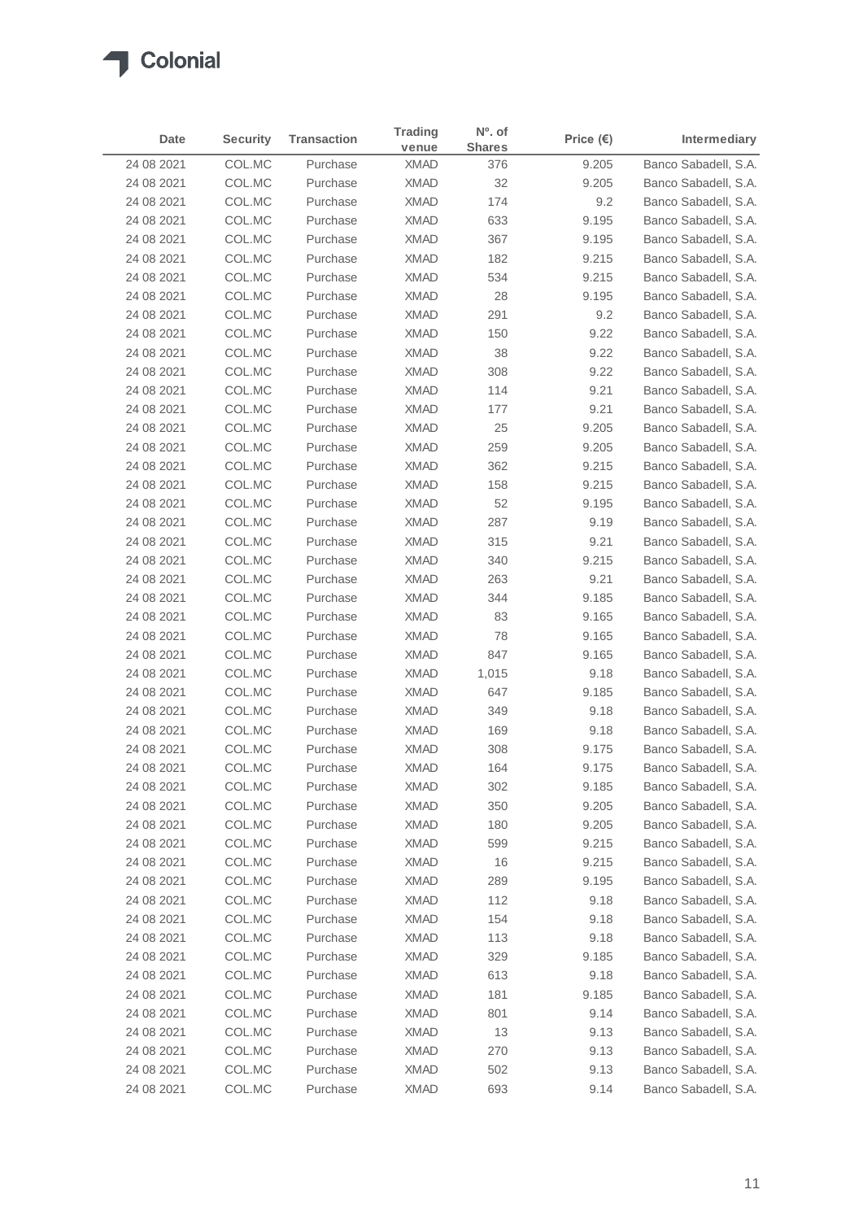| Date | Security | Transaction | Trading venue | Nº. of Shares | Price (€) | Intermediary |
|---|---|---|---|---|---|---|
| 24 08 2021 | COL.MC | Purchase | XMAD | 376 | 9.205 | Banco Sabadell, S.A. |
| 24 08 2021 | COL.MC | Purchase | XMAD | 32 | 9.205 | Banco Sabadell, S.A. |
| 24 08 2021 | COL.MC | Purchase | XMAD | 174 | 9.2 | Banco Sabadell, S.A. |
| 24 08 2021 | COL.MC | Purchase | XMAD | 633 | 9.195 | Banco Sabadell, S.A. |
| 24 08 2021 | COL.MC | Purchase | XMAD | 367 | 9.195 | Banco Sabadell, S.A. |
| 24 08 2021 | COL.MC | Purchase | XMAD | 182 | 9.215 | Banco Sabadell, S.A. |
| 24 08 2021 | COL.MC | Purchase | XMAD | 534 | 9.215 | Banco Sabadell, S.A. |
| 24 08 2021 | COL.MC | Purchase | XMAD | 28 | 9.195 | Banco Sabadell, S.A. |
| 24 08 2021 | COL.MC | Purchase | XMAD | 291 | 9.2 | Banco Sabadell, S.A. |
| 24 08 2021 | COL.MC | Purchase | XMAD | 150 | 9.22 | Banco Sabadell, S.A. |
| 24 08 2021 | COL.MC | Purchase | XMAD | 38 | 9.22 | Banco Sabadell, S.A. |
| 24 08 2021 | COL.MC | Purchase | XMAD | 308 | 9.22 | Banco Sabadell, S.A. |
| 24 08 2021 | COL.MC | Purchase | XMAD | 114 | 9.21 | Banco Sabadell, S.A. |
| 24 08 2021 | COL.MC | Purchase | XMAD | 177 | 9.21 | Banco Sabadell, S.A. |
| 24 08 2021 | COL.MC | Purchase | XMAD | 25 | 9.205 | Banco Sabadell, S.A. |
| 24 08 2021 | COL.MC | Purchase | XMAD | 259 | 9.205 | Banco Sabadell, S.A. |
| 24 08 2021 | COL.MC | Purchase | XMAD | 362 | 9.215 | Banco Sabadell, S.A. |
| 24 08 2021 | COL.MC | Purchase | XMAD | 158 | 9.215 | Banco Sabadell, S.A. |
| 24 08 2021 | COL.MC | Purchase | XMAD | 52 | 9.195 | Banco Sabadell, S.A. |
| 24 08 2021 | COL.MC | Purchase | XMAD | 287 | 9.19 | Banco Sabadell, S.A. |
| 24 08 2021 | COL.MC | Purchase | XMAD | 315 | 9.21 | Banco Sabadell, S.A. |
| 24 08 2021 | COL.MC | Purchase | XMAD | 340 | 9.215 | Banco Sabadell, S.A. |
| 24 08 2021 | COL.MC | Purchase | XMAD | 263 | 9.21 | Banco Sabadell, S.A. |
| 24 08 2021 | COL.MC | Purchase | XMAD | 344 | 9.185 | Banco Sabadell, S.A. |
| 24 08 2021 | COL.MC | Purchase | XMAD | 83 | 9.165 | Banco Sabadell, S.A. |
| 24 08 2021 | COL.MC | Purchase | XMAD | 78 | 9.165 | Banco Sabadell, S.A. |
| 24 08 2021 | COL.MC | Purchase | XMAD | 847 | 9.165 | Banco Sabadell, S.A. |
| 24 08 2021 | COL.MC | Purchase | XMAD | 1,015 | 9.18 | Banco Sabadell, S.A. |
| 24 08 2021 | COL.MC | Purchase | XMAD | 647 | 9.185 | Banco Sabadell, S.A. |
| 24 08 2021 | COL.MC | Purchase | XMAD | 349 | 9.18 | Banco Sabadell, S.A. |
| 24 08 2021 | COL.MC | Purchase | XMAD | 169 | 9.18 | Banco Sabadell, S.A. |
| 24 08 2021 | COL.MC | Purchase | XMAD | 308 | 9.175 | Banco Sabadell, S.A. |
| 24 08 2021 | COL.MC | Purchase | XMAD | 164 | 9.175 | Banco Sabadell, S.A. |
| 24 08 2021 | COL.MC | Purchase | XMAD | 302 | 9.185 | Banco Sabadell, S.A. |
| 24 08 2021 | COL.MC | Purchase | XMAD | 350 | 9.205 | Banco Sabadell, S.A. |
| 24 08 2021 | COL.MC | Purchase | XMAD | 180 | 9.205 | Banco Sabadell, S.A. |
| 24 08 2021 | COL.MC | Purchase | XMAD | 599 | 9.215 | Banco Sabadell, S.A. |
| 24 08 2021 | COL.MC | Purchase | XMAD | 16 | 9.215 | Banco Sabadell, S.A. |
| 24 08 2021 | COL.MC | Purchase | XMAD | 289 | 9.195 | Banco Sabadell, S.A. |
| 24 08 2021 | COL.MC | Purchase | XMAD | 112 | 9.18 | Banco Sabadell, S.A. |
| 24 08 2021 | COL.MC | Purchase | XMAD | 154 | 9.18 | Banco Sabadell, S.A. |
| 24 08 2021 | COL.MC | Purchase | XMAD | 113 | 9.18 | Banco Sabadell, S.A. |
| 24 08 2021 | COL.MC | Purchase | XMAD | 329 | 9.185 | Banco Sabadell, S.A. |
| 24 08 2021 | COL.MC | Purchase | XMAD | 613 | 9.18 | Banco Sabadell, S.A. |
| 24 08 2021 | COL.MC | Purchase | XMAD | 181 | 9.185 | Banco Sabadell, S.A. |
| 24 08 2021 | COL.MC | Purchase | XMAD | 801 | 9.14 | Banco Sabadell, S.A. |
| 24 08 2021 | COL.MC | Purchase | XMAD | 13 | 9.13 | Banco Sabadell, S.A. |
| 24 08 2021 | COL.MC | Purchase | XMAD | 270 | 9.13 | Banco Sabadell, S.A. |
| 24 08 2021 | COL.MC | Purchase | XMAD | 502 | 9.13 | Banco Sabadell, S.A. |
| 24 08 2021 | COL.MC | Purchase | XMAD | 693 | 9.14 | Banco Sabadell, S.A. |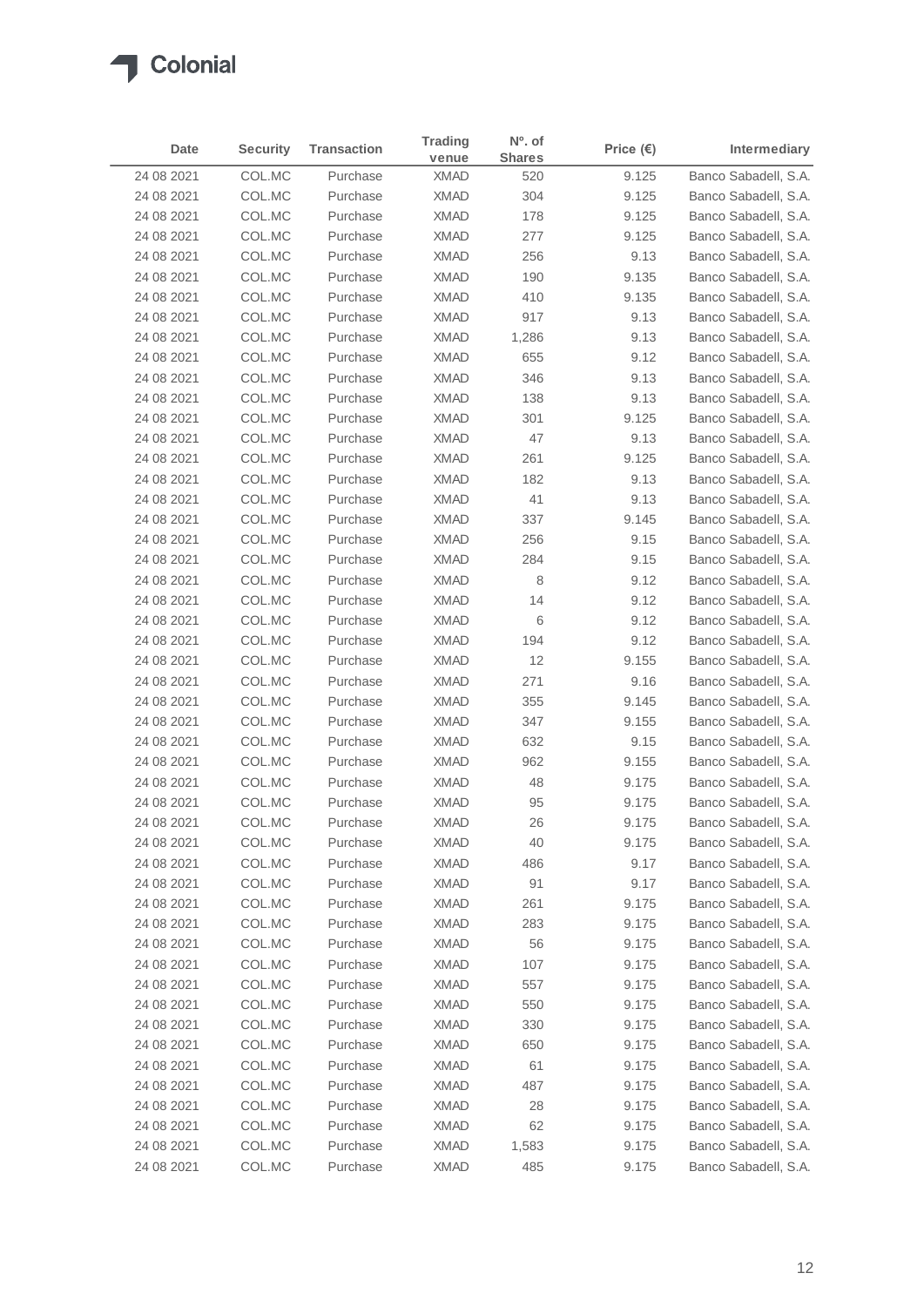| Date | Security | Transaction | Trading venue | Nº. of Shares | Price (€) | Intermediary |
|---|---|---|---|---|---|---|
| 24 08 2021 | COL.MC | Purchase | XMAD | 520 | 9.125 | Banco Sabadell, S.A. |
| 24 08 2021 | COL.MC | Purchase | XMAD | 304 | 9.125 | Banco Sabadell, S.A. |
| 24 08 2021 | COL.MC | Purchase | XMAD | 178 | 9.125 | Banco Sabadell, S.A. |
| 24 08 2021 | COL.MC | Purchase | XMAD | 277 | 9.125 | Banco Sabadell, S.A. |
| 24 08 2021 | COL.MC | Purchase | XMAD | 256 | 9.13 | Banco Sabadell, S.A. |
| 24 08 2021 | COL.MC | Purchase | XMAD | 190 | 9.135 | Banco Sabadell, S.A. |
| 24 08 2021 | COL.MC | Purchase | XMAD | 410 | 9.135 | Banco Sabadell, S.A. |
| 24 08 2021 | COL.MC | Purchase | XMAD | 917 | 9.13 | Banco Sabadell, S.A. |
| 24 08 2021 | COL.MC | Purchase | XMAD | 1,286 | 9.13 | Banco Sabadell, S.A. |
| 24 08 2021 | COL.MC | Purchase | XMAD | 655 | 9.12 | Banco Sabadell, S.A. |
| 24 08 2021 | COL.MC | Purchase | XMAD | 346 | 9.13 | Banco Sabadell, S.A. |
| 24 08 2021 | COL.MC | Purchase | XMAD | 138 | 9.13 | Banco Sabadell, S.A. |
| 24 08 2021 | COL.MC | Purchase | XMAD | 301 | 9.125 | Banco Sabadell, S.A. |
| 24 08 2021 | COL.MC | Purchase | XMAD | 47 | 9.13 | Banco Sabadell, S.A. |
| 24 08 2021 | COL.MC | Purchase | XMAD | 261 | 9.125 | Banco Sabadell, S.A. |
| 24 08 2021 | COL.MC | Purchase | XMAD | 182 | 9.13 | Banco Sabadell, S.A. |
| 24 08 2021 | COL.MC | Purchase | XMAD | 41 | 9.13 | Banco Sabadell, S.A. |
| 24 08 2021 | COL.MC | Purchase | XMAD | 337 | 9.145 | Banco Sabadell, S.A. |
| 24 08 2021 | COL.MC | Purchase | XMAD | 256 | 9.15 | Banco Sabadell, S.A. |
| 24 08 2021 | COL.MC | Purchase | XMAD | 284 | 9.15 | Banco Sabadell, S.A. |
| 24 08 2021 | COL.MC | Purchase | XMAD | 8 | 9.12 | Banco Sabadell, S.A. |
| 24 08 2021 | COL.MC | Purchase | XMAD | 14 | 9.12 | Banco Sabadell, S.A. |
| 24 08 2021 | COL.MC | Purchase | XMAD | 6 | 9.12 | Banco Sabadell, S.A. |
| 24 08 2021 | COL.MC | Purchase | XMAD | 194 | 9.12 | Banco Sabadell, S.A. |
| 24 08 2021 | COL.MC | Purchase | XMAD | 12 | 9.155 | Banco Sabadell, S.A. |
| 24 08 2021 | COL.MC | Purchase | XMAD | 271 | 9.16 | Banco Sabadell, S.A. |
| 24 08 2021 | COL.MC | Purchase | XMAD | 355 | 9.145 | Banco Sabadell, S.A. |
| 24 08 2021 | COL.MC | Purchase | XMAD | 347 | 9.155 | Banco Sabadell, S.A. |
| 24 08 2021 | COL.MC | Purchase | XMAD | 632 | 9.15 | Banco Sabadell, S.A. |
| 24 08 2021 | COL.MC | Purchase | XMAD | 962 | 9.155 | Banco Sabadell, S.A. |
| 24 08 2021 | COL.MC | Purchase | XMAD | 48 | 9.175 | Banco Sabadell, S.A. |
| 24 08 2021 | COL.MC | Purchase | XMAD | 95 | 9.175 | Banco Sabadell, S.A. |
| 24 08 2021 | COL.MC | Purchase | XMAD | 26 | 9.175 | Banco Sabadell, S.A. |
| 24 08 2021 | COL.MC | Purchase | XMAD | 40 | 9.175 | Banco Sabadell, S.A. |
| 24 08 2021 | COL.MC | Purchase | XMAD | 486 | 9.17 | Banco Sabadell, S.A. |
| 24 08 2021 | COL.MC | Purchase | XMAD | 91 | 9.17 | Banco Sabadell, S.A. |
| 24 08 2021 | COL.MC | Purchase | XMAD | 261 | 9.175 | Banco Sabadell, S.A. |
| 24 08 2021 | COL.MC | Purchase | XMAD | 283 | 9.175 | Banco Sabadell, S.A. |
| 24 08 2021 | COL.MC | Purchase | XMAD | 56 | 9.175 | Banco Sabadell, S.A. |
| 24 08 2021 | COL.MC | Purchase | XMAD | 107 | 9.175 | Banco Sabadell, S.A. |
| 24 08 2021 | COL.MC | Purchase | XMAD | 557 | 9.175 | Banco Sabadell, S.A. |
| 24 08 2021 | COL.MC | Purchase | XMAD | 550 | 9.175 | Banco Sabadell, S.A. |
| 24 08 2021 | COL.MC | Purchase | XMAD | 330 | 9.175 | Banco Sabadell, S.A. |
| 24 08 2021 | COL.MC | Purchase | XMAD | 650 | 9.175 | Banco Sabadell, S.A. |
| 24 08 2021 | COL.MC | Purchase | XMAD | 61 | 9.175 | Banco Sabadell, S.A. |
| 24 08 2021 | COL.MC | Purchase | XMAD | 487 | 9.175 | Banco Sabadell, S.A. |
| 24 08 2021 | COL.MC | Purchase | XMAD | 28 | 9.175 | Banco Sabadell, S.A. |
| 24 08 2021 | COL.MC | Purchase | XMAD | 62 | 9.175 | Banco Sabadell, S.A. |
| 24 08 2021 | COL.MC | Purchase | XMAD | 1,583 | 9.175 | Banco Sabadell, S.A. |
| 24 08 2021 | COL.MC | Purchase | XMAD | 485 | 9.175 | Banco Sabadell, S.A. |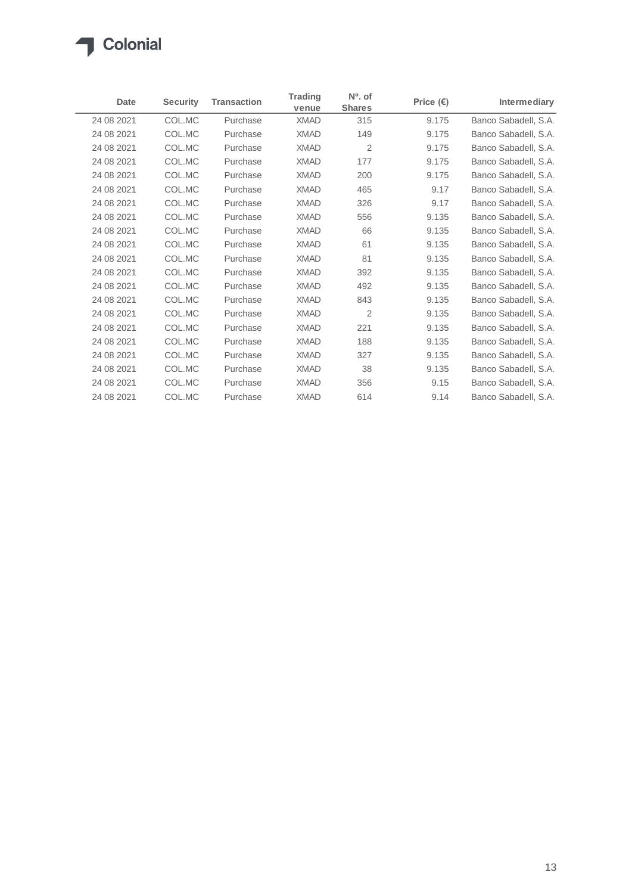Colonial

| Date | Security | Transaction | Trading venue | Nº. of Shares | Price (€) | Intermediary |
|---|---|---|---|---|---|---|
| 24 08 2021 | COL.MC | Purchase | XMAD | 315 | 9.175 | Banco Sabadell, S.A. |
| 24 08 2021 | COL.MC | Purchase | XMAD | 149 | 9.175 | Banco Sabadell, S.A. |
| 24 08 2021 | COL.MC | Purchase | XMAD | 2 | 9.175 | Banco Sabadell, S.A. |
| 24 08 2021 | COL.MC | Purchase | XMAD | 177 | 9.175 | Banco Sabadell, S.A. |
| 24 08 2021 | COL.MC | Purchase | XMAD | 200 | 9.175 | Banco Sabadell, S.A. |
| 24 08 2021 | COL.MC | Purchase | XMAD | 465 | 9.17 | Banco Sabadell, S.A. |
| 24 08 2021 | COL.MC | Purchase | XMAD | 326 | 9.17 | Banco Sabadell, S.A. |
| 24 08 2021 | COL.MC | Purchase | XMAD | 556 | 9.135 | Banco Sabadell, S.A. |
| 24 08 2021 | COL.MC | Purchase | XMAD | 66 | 9.135 | Banco Sabadell, S.A. |
| 24 08 2021 | COL.MC | Purchase | XMAD | 61 | 9.135 | Banco Sabadell, S.A. |
| 24 08 2021 | COL.MC | Purchase | XMAD | 81 | 9.135 | Banco Sabadell, S.A. |
| 24 08 2021 | COL.MC | Purchase | XMAD | 392 | 9.135 | Banco Sabadell, S.A. |
| 24 08 2021 | COL.MC | Purchase | XMAD | 492 | 9.135 | Banco Sabadell, S.A. |
| 24 08 2021 | COL.MC | Purchase | XMAD | 843 | 9.135 | Banco Sabadell, S.A. |
| 24 08 2021 | COL.MC | Purchase | XMAD | 2 | 9.135 | Banco Sabadell, S.A. |
| 24 08 2021 | COL.MC | Purchase | XMAD | 221 | 9.135 | Banco Sabadell, S.A. |
| 24 08 2021 | COL.MC | Purchase | XMAD | 188 | 9.135 | Banco Sabadell, S.A. |
| 24 08 2021 | COL.MC | Purchase | XMAD | 327 | 9.135 | Banco Sabadell, S.A. |
| 24 08 2021 | COL.MC | Purchase | XMAD | 38 | 9.135 | Banco Sabadell, S.A. |
| 24 08 2021 | COL.MC | Purchase | XMAD | 356 | 9.15 | Banco Sabadell, S.A. |
| 24 08 2021 | COL.MC | Purchase | XMAD | 614 | 9.14 | Banco Sabadell, S.A. |